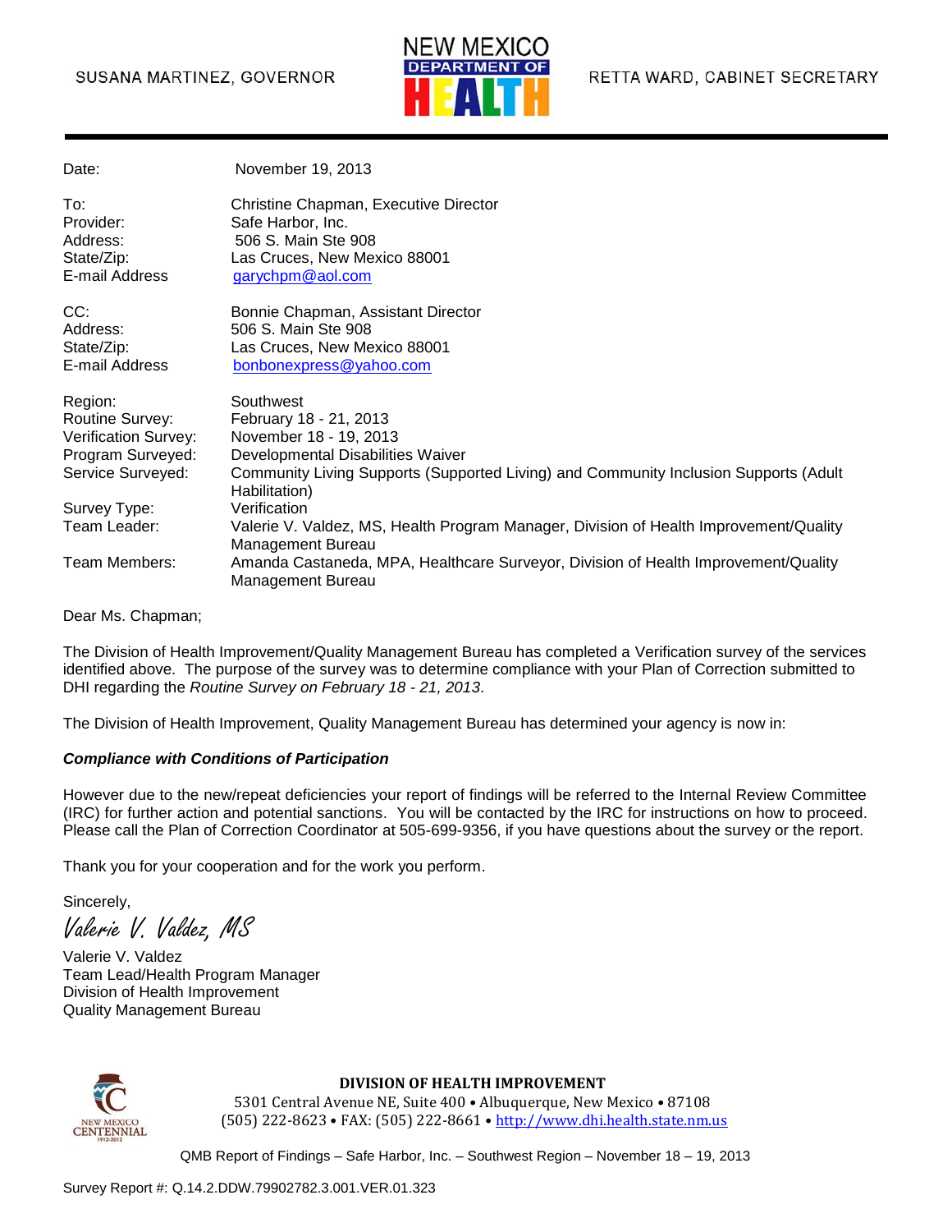SUSANA MARTINEZ, GOVERNOR

NEW MEXICO DEPARTMENT OF HEALTH

RETTA WARD, CABINET SECRETARY

| | |
|---|---|
| Date: | November 19, 2013 |
| To: | Christine Chapman, Executive Director |
| Provider: | Safe Harbor, Inc. |
| Address: | 506 S. Main Ste 908 |
| State/Zip: | Las Cruces, New Mexico 88001 |
| E-mail Address | garychpm@aol.com |
| CC: | Bonnie Chapman, Assistant Director |
| Address: | 506 S. Main Ste 908 |
| State/Zip: | Las Cruces, New Mexico 88001 |
| E-mail Address | bonbonexpress@yahoo.com |
| Region: | Southwest |
| Routine Survey: | February 18 - 21, 2013 |
| Verification Survey: | November 18 - 19, 2013 |
| Program Surveyed: | Developmental Disabilities Waiver |
| Service Surveyed: | Community Living Supports (Supported Living) and Community Inclusion Supports (Adult Habilitation) |
| Survey Type: | Verification |
| Team Leader: | Valerie V. Valdez, MS, Health Program Manager, Division of Health Improvement/Quality Management Bureau |
| Team Members: | Amanda Castaneda, MPA, Healthcare Surveyor, Division of Health Improvement/Quality Management Bureau |

Dear Ms. Chapman;

The Division of Health Improvement/Quality Management Bureau has completed a Verification survey of the services identified above. The purpose of the survey was to determine compliance with your Plan of Correction submitted to DHI regarding the *Routine Survey on February 18 - 21, 2013*.

The Division of Health Improvement, Quality Management Bureau has determined your agency is now in:

***Compliance with Conditions of Participation***

However due to the new/repeat deficiencies your report of findings will be referred to the Internal Review Committee (IRC) for further action and potential sanctions. You will be contacted by the IRC for instructions on how to proceed. Please call the Plan of Correction Coordinator at 505-699-9356, if you have questions about the survey or the report.

Thank you for your cooperation and for the work you perform.

Sincerely,

*Valerie V. Valdez, MS*

Valerie V. Valdez
Team Lead/Health Program Manager
Division of Health Improvement
Quality Management Bureau

**DIVISION OF HEALTH IMPROVEMENT**
5301 Central Avenue NE, Suite 400 • Albuquerque, New Mexico • 87108
(505) 222-8623 • FAX: (505) 222-8661 • http://www.dhi.health.state.nm.us

QMB Report of Findings – Safe Harbor, Inc. – Southwest Region – November 18 – 19, 2013

Survey Report #: Q.14.2.DDW.79902782.3.001.VER.01.323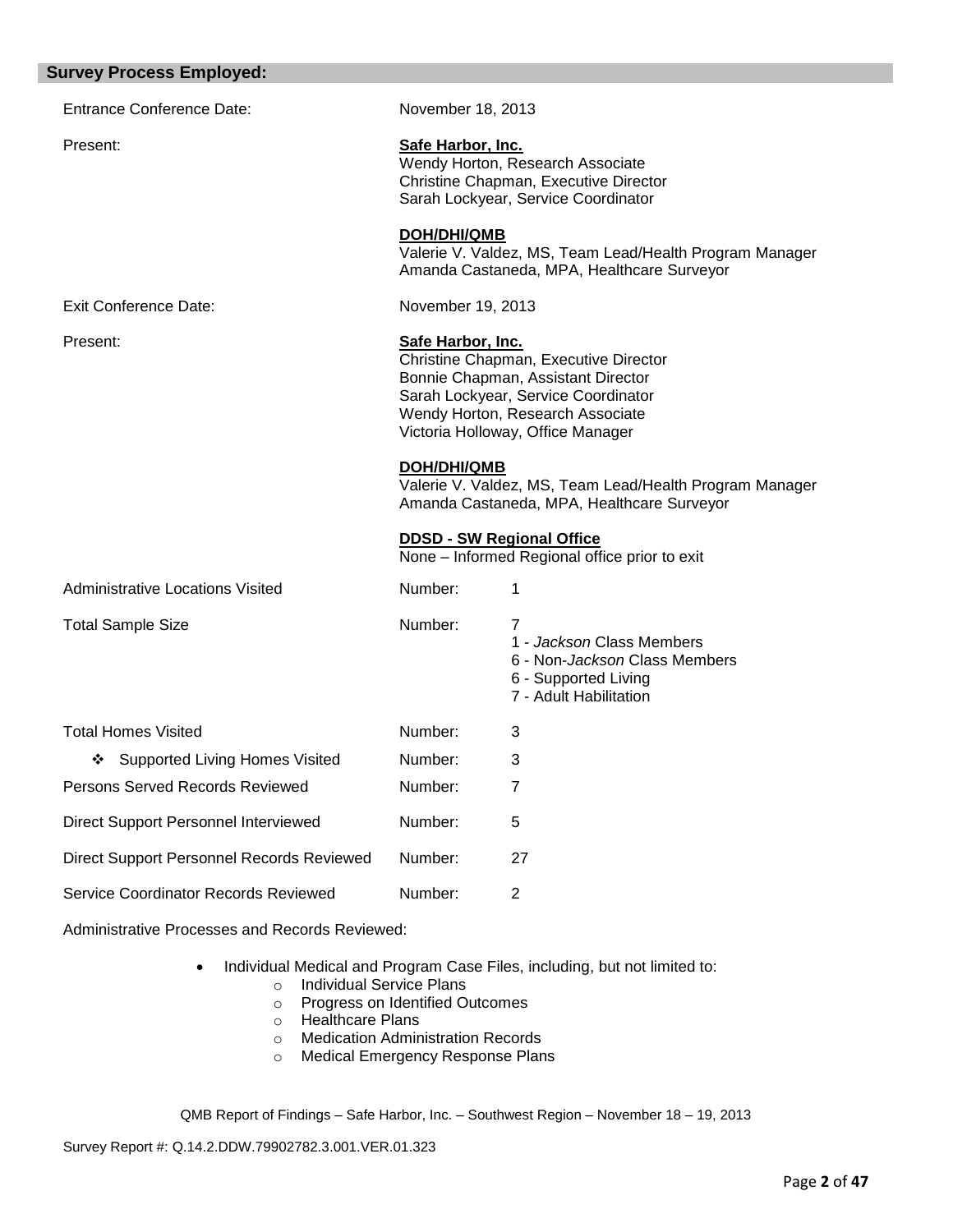## Survey Process Employed:

Entrance Conference Date: November 18, 2013

Present:

**Safe Harbor, Inc.**
Wendy Horton, Research Associate
Christine Chapman, Executive Director
Sarah Lockyear, Service Coordinator

**DOH/DHI/QMB**
Valerie V. Valdez, MS, Team Lead/Health Program Manager
Amanda Castaneda, MPA, Healthcare Surveyor

Exit Conference Date: November 19, 2013

Present:

**Safe Harbor, Inc.**
Christine Chapman, Executive Director
Bonnie Chapman, Assistant Director
Sarah Lockyear, Service Coordinator
Wendy Horton, Research Associate
Victoria Holloway, Office Manager

**DOH/DHI/QMB**
Valerie V. Valdez, MS, Team Lead/Health Program Manager
Amanda Castaneda, MPA, Healthcare Surveyor

**DDSD - SW Regional Office**
None – Informed Regional office prior to exit

Administrative Locations Visited — Number: 1

Total Sample Size — Number: 7
- 1 - *Jackson* Class Members
- 6 - Non-*Jackson* Class Members
- 6 - Supported Living
- 7 - Adult Habilitation

Total Homes Visited — Number: 3

- ❖ Supported Living Homes Visited — Number: 3

Persons Served Records Reviewed — Number: 7

Direct Support Personnel Interviewed — Number: 5

Direct Support Personnel Records Reviewed — Number: 27

Service Coordinator Records Reviewed — Number: 2

Administrative Processes and Records Reviewed:

- Individual Medical and Program Case Files, including, but not limited to:
  - Individual Service Plans
  - Progress on Identified Outcomes
  - Healthcare Plans
  - Medication Administration Records
  - Medical Emergency Response Plans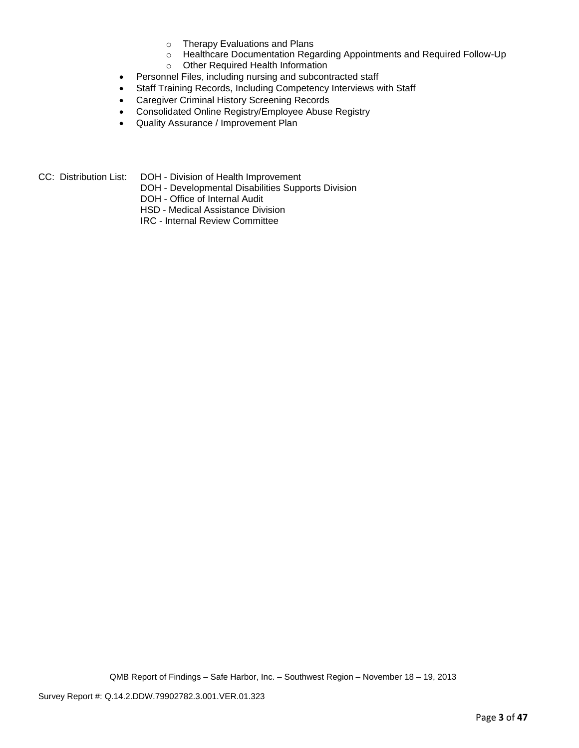- Therapy Evaluations and Plans
    - Healthcare Documentation Regarding Appointments and Required Follow-Up
    - Other Required Health Information
- Personnel Files, including nursing and subcontracted staff
- Staff Training Records, Including Competency Interviews with Staff
- Caregiver Criminal History Screening Records
- Consolidated Online Registry/Employee Abuse Registry
- Quality Assurance / Improvement Plan

CC: Distribution List: DOH - Division of Health Improvement
DOH - Developmental Disabilities Supports Division
DOH - Office of Internal Audit
HSD - Medical Assistance Division
IRC - Internal Review Committee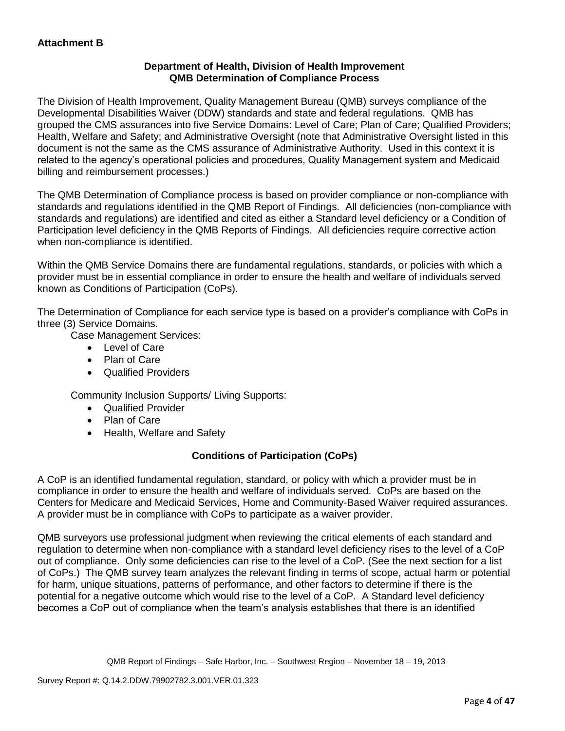**Attachment B**

**Department of Health, Division of Health Improvement**
**QMB Determination of Compliance Process**

The Division of Health Improvement, Quality Management Bureau (QMB) surveys compliance of the Developmental Disabilities Waiver (DDW) standards and state and federal regulations. QMB has grouped the CMS assurances into five Service Domains: Level of Care; Plan of Care; Qualified Providers; Health, Welfare and Safety; and Administrative Oversight (note that Administrative Oversight listed in this document is not the same as the CMS assurance of Administrative Authority. Used in this context it is related to the agency's operational policies and procedures, Quality Management system and Medicaid billing and reimbursement processes.)

The QMB Determination of Compliance process is based on provider compliance or non-compliance with standards and regulations identified in the QMB Report of Findings. All deficiencies (non-compliance with standards and regulations) are identified and cited as either a Standard level deficiency or a Condition of Participation level deficiency in the QMB Reports of Findings. All deficiencies require corrective action when non-compliance is identified.

Within the QMB Service Domains there are fundamental regulations, standards, or policies with which a provider must be in essential compliance in order to ensure the health and welfare of individuals served known as Conditions of Participation (CoPs).

The Determination of Compliance for each service type is based on a provider's compliance with CoPs in three (3) Service Domains.

Case Management Services:

- Level of Care
- Plan of Care
- Qualified Providers

Community Inclusion Supports/ Living Supports:

- Qualified Provider
- Plan of Care
- Health, Welfare and Safety

**Conditions of Participation (CoPs)**

A CoP is an identified fundamental regulation, standard, or policy with which a provider must be in compliance in order to ensure the health and welfare of individuals served. CoPs are based on the Centers for Medicare and Medicaid Services, Home and Community-Based Waiver required assurances. A provider must be in compliance with CoPs to participate as a waiver provider.

QMB surveyors use professional judgment when reviewing the critical elements of each standard and regulation to determine when non-compliance with a standard level deficiency rises to the level of a CoP out of compliance. Only some deficiencies can rise to the level of a CoP. (See the next section for a list of CoPs.) The QMB survey team analyzes the relevant finding in terms of scope, actual harm or potential for harm, unique situations, patterns of performance, and other factors to determine if there is the potential for a negative outcome which would rise to the level of a CoP. A Standard level deficiency becomes a CoP out of compliance when the team's analysis establishes that there is an identified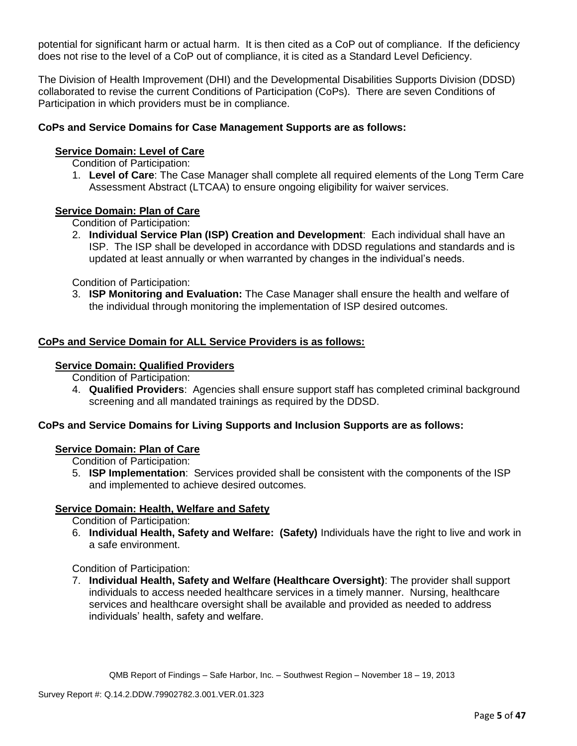potential for significant harm or actual harm. It is then cited as a CoP out of compliance. If the deficiency does not rise to the level of a CoP out of compliance, it is cited as a Standard Level Deficiency.

The Division of Health Improvement (DHI) and the Developmental Disabilities Supports Division (DDSD) collaborated to revise the current Conditions of Participation (CoPs). There are seven Conditions of Participation in which providers must be in compliance.

**CoPs and Service Domains for Case Management Supports are as follows:**

**Service Domain: Level of Care**

Condition of Participation:

1. **Level of Care**: The Case Manager shall complete all required elements of the Long Term Care Assessment Abstract (LTCAA) to ensure ongoing eligibility for waiver services.

**Service Domain: Plan of Care**

Condition of Participation:

2. **Individual Service Plan (ISP) Creation and Development**: Each individual shall have an ISP. The ISP shall be developed in accordance with DDSD regulations and standards and is updated at least annually or when warranted by changes in the individual's needs.

Condition of Participation:

3. **ISP Monitoring and Evaluation:** The Case Manager shall ensure the health and welfare of the individual through monitoring the implementation of ISP desired outcomes.

**CoPs and Service Domain for ALL Service Providers is as follows:**

**Service Domain: Qualified Providers**

Condition of Participation:

4. **Qualified Providers**: Agencies shall ensure support staff has completed criminal background screening and all mandated trainings as required by the DDSD.

**CoPs and Service Domains for Living Supports and Inclusion Supports are as follows:**

**Service Domain: Plan of Care**

Condition of Participation:

5. **ISP Implementation**: Services provided shall be consistent with the components of the ISP and implemented to achieve desired outcomes.

**Service Domain: Health, Welfare and Safety**

Condition of Participation:

6. **Individual Health, Safety and Welfare: (Safety)** Individuals have the right to live and work in a safe environment.

Condition of Participation:

7. **Individual Health, Safety and Welfare (Healthcare Oversight)**: The provider shall support individuals to access needed healthcare services in a timely manner. Nursing, healthcare services and healthcare oversight shall be available and provided as needed to address individuals' health, safety and welfare.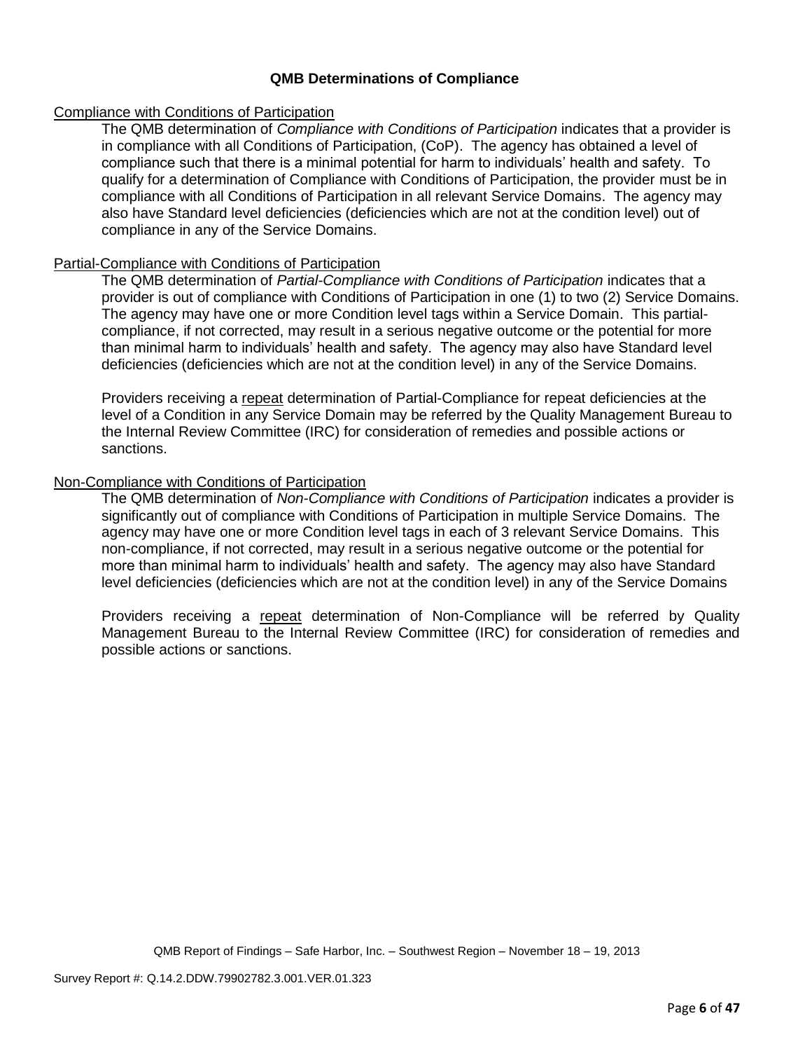## QMB Determinations of Compliance

Compliance with Conditions of Participation

The QMB determination of *Compliance with Conditions of Participation* indicates that a provider is in compliance with all Conditions of Participation, (CoP). The agency has obtained a level of compliance such that there is a minimal potential for harm to individuals' health and safety. To qualify for a determination of Compliance with Conditions of Participation, the provider must be in compliance with all Conditions of Participation in all relevant Service Domains. The agency may also have Standard level deficiencies (deficiencies which are not at the condition level) out of compliance in any of the Service Domains.

Partial-Compliance with Conditions of Participation

The QMB determination of *Partial-Compliance with Conditions of Participation* indicates that a provider is out of compliance with Conditions of Participation in one (1) to two (2) Service Domains. The agency may have one or more Condition level tags within a Service Domain. This partial-compliance, if not corrected, may result in a serious negative outcome or the potential for more than minimal harm to individuals' health and safety. The agency may also have Standard level deficiencies (deficiencies which are not at the condition level) in any of the Service Domains.

Providers receiving a repeat determination of Partial-Compliance for repeat deficiencies at the level of a Condition in any Service Domain may be referred by the Quality Management Bureau to the Internal Review Committee (IRC) for consideration of remedies and possible actions or sanctions.

Non-Compliance with Conditions of Participation

The QMB determination of *Non-Compliance with Conditions of Participation* indicates a provider is significantly out of compliance with Conditions of Participation in multiple Service Domains. The agency may have one or more Condition level tags in each of 3 relevant Service Domains. This non-compliance, if not corrected, may result in a serious negative outcome or the potential for more than minimal harm to individuals' health and safety. The agency may also have Standard level deficiencies (deficiencies which are not at the condition level) in any of the Service Domains

Providers receiving a repeat determination of Non-Compliance will be referred by Quality Management Bureau to the Internal Review Committee (IRC) for consideration of remedies and possible actions or sanctions.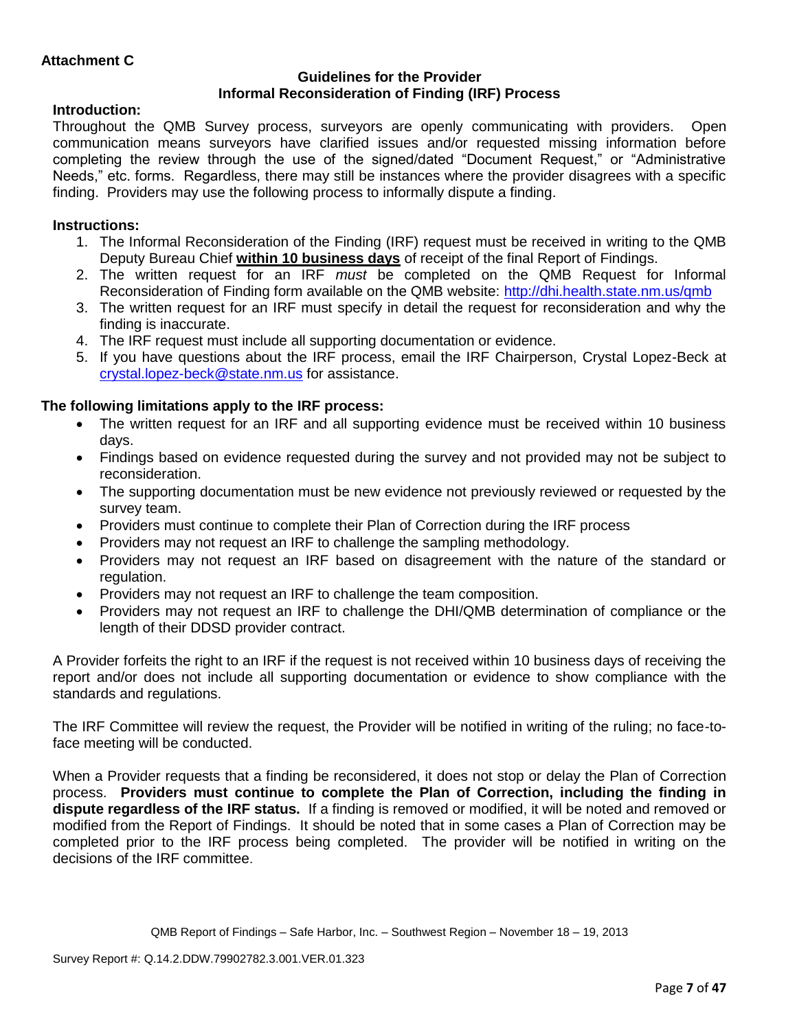**Attachment C**

**Guidelines for the Provider**
**Informal Reconsideration of Finding (IRF) Process**

**Introduction:**

Throughout the QMB Survey process, surveyors are openly communicating with providers. Open communication means surveyors have clarified issues and/or requested missing information before completing the review through the use of the signed/dated "Document Request," or "Administrative Needs," etc. forms. Regardless, there may still be instances where the provider disagrees with a specific finding. Providers may use the following process to informally dispute a finding.

**Instructions:**

1. The Informal Reconsideration of the Finding (IRF) request must be received in writing to the QMB Deputy Bureau Chief **within 10 business days** of receipt of the final Report of Findings.
2. The written request for an IRF *must* be completed on the QMB Request for Informal Reconsideration of Finding form available on the QMB website: http://dhi.health.state.nm.us/qmb
3. The written request for an IRF must specify in detail the request for reconsideration and why the finding is inaccurate.
4. The IRF request must include all supporting documentation or evidence.
5. If you have questions about the IRF process, email the IRF Chairperson, Crystal Lopez-Beck at crystal.lopez-beck@state.nm.us for assistance.

**The following limitations apply to the IRF process:**

- The written request for an IRF and all supporting evidence must be received within 10 business days.
- Findings based on evidence requested during the survey and not provided may not be subject to reconsideration.
- The supporting documentation must be new evidence not previously reviewed or requested by the survey team.
- Providers must continue to complete their Plan of Correction during the IRF process
- Providers may not request an IRF to challenge the sampling methodology.
- Providers may not request an IRF based on disagreement with the nature of the standard or regulation.
- Providers may not request an IRF to challenge the team composition.
- Providers may not request an IRF to challenge the DHI/QMB determination of compliance or the length of their DDSD provider contract.

A Provider forfeits the right to an IRF if the request is not received within 10 business days of receiving the report and/or does not include all supporting documentation or evidence to show compliance with the standards and regulations.

The IRF Committee will review the request, the Provider will be notified in writing of the ruling; no face-to-face meeting will be conducted.

When a Provider requests that a finding be reconsidered, it does not stop or delay the Plan of Correction process. **Providers must continue to complete the Plan of Correction, including the finding in dispute regardless of the IRF status.** If a finding is removed or modified, it will be noted and removed or modified from the Report of Findings. It should be noted that in some cases a Plan of Correction may be completed prior to the IRF process being completed. The provider will be notified in writing on the decisions of the IRF committee.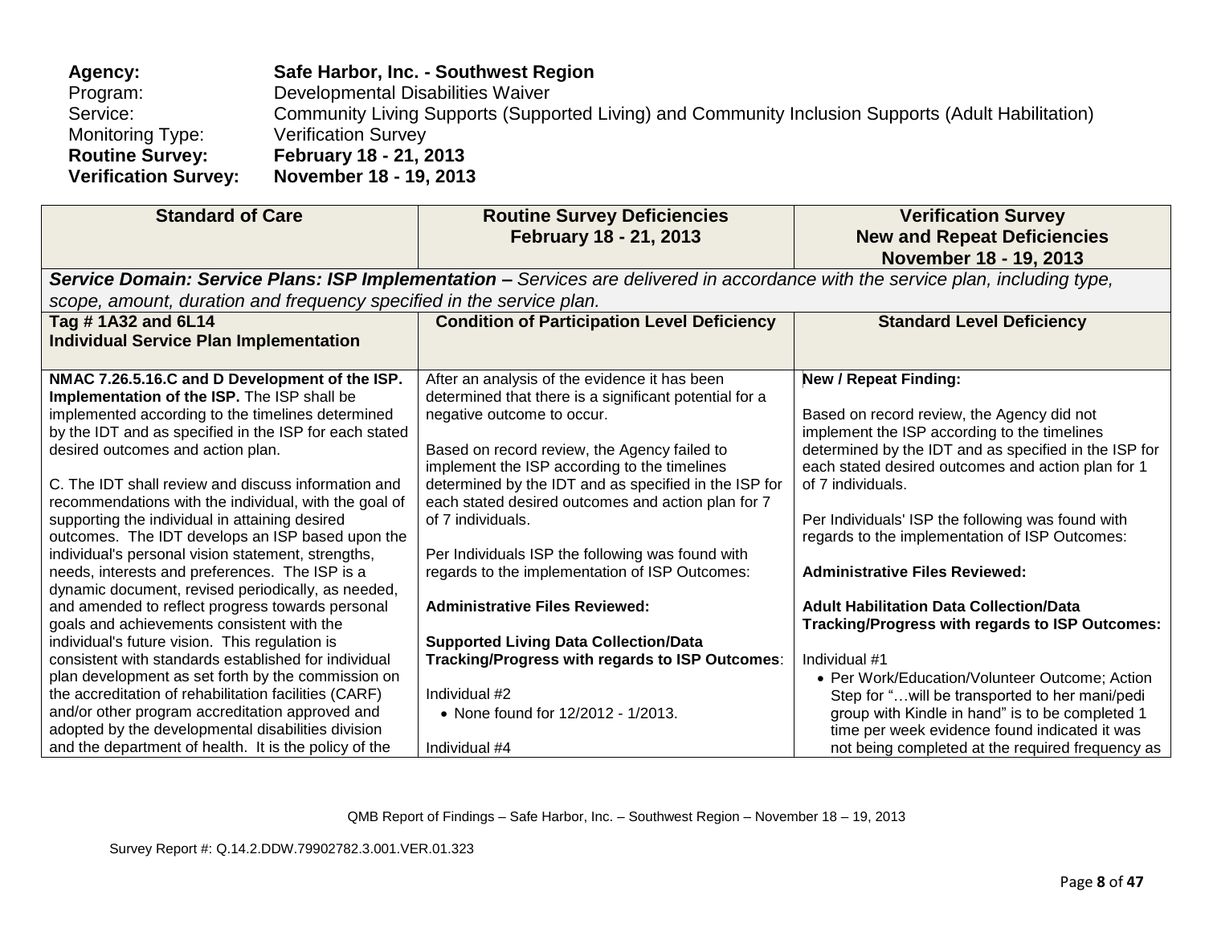**Agency:** **Safe Harbor, Inc. - Southwest Region**
Program: Developmental Disabilities Waiver
Service: Community Living Supports (Supported Living) and Community Inclusion Supports (Adult Habilitation)
Monitoring Type: Verification Survey
**Routine Survey:** **February 18 - 21, 2013**
**Verification Survey:** **November 18 - 19, 2013**

| Standard of Care | Routine Survey Deficiencies February 18 - 21, 2013 | Verification Survey New and Repeat Deficiencies November 18 - 19, 2013 |
|---|---|---|
| ***Service Domain: Service Plans: ISP Implementation –*** *Services are delivered in accordance with the service plan, including type, scope, amount, duration and frequency specified in the service plan.* | | |
| **Tag # 1A32 and 6L14 Individual Service Plan Implementation** | **Condition of Participation Level Deficiency** | **Standard Level Deficiency** |
| **NMAC 7.26.5.16.C and D Development of the ISP. Implementation of the ISP.** The ISP shall be implemented according to the timelines determined by the IDT and as specified in the ISP for each stated desired outcomes and action plan.<br><br>C. The IDT shall review and discuss information and recommendations with the individual, with the goal of supporting the individual in attaining desired outcomes. The IDT develops an ISP based upon the individual's personal vision statement, strengths, needs, interests and preferences. The ISP is a dynamic document, revised periodically, as needed, and amended to reflect progress towards personal goals and achievements consistent with the individual's future vision. This regulation is consistent with standards established for individual plan development as set forth by the commission on the accreditation of rehabilitation facilities (CARF) and/or other program accreditation approved and adopted by the developmental disabilities division and the department of health. It is the policy of the | After an analysis of the evidence it has been determined that there is a significant potential for a negative outcome to occur.<br><br>Based on record review, the Agency failed to implement the ISP according to the timelines determined by the IDT and as specified in the ISP for each stated desired outcomes and action plan for 7 of 7 individuals.<br><br>Per Individuals ISP the following was found with regards to the implementation of ISP Outcomes:<br><br>**Administrative Files Reviewed:**<br><br>**Supported Living Data Collection/Data Tracking/Progress with regards to ISP Outcomes**:<br><br>Individual #2<br>• None found for 12/2012 - 1/2013.<br><br>Individual #4 | **New / Repeat Finding:**<br><br>Based on record review, the Agency did not implement the ISP according to the timelines determined by the IDT and as specified in the ISP for each stated desired outcomes and action plan for 1 of 7 individuals.<br><br>Per Individuals' ISP the following was found with regards to the implementation of ISP Outcomes:<br><br>**Administrative Files Reviewed:**<br><br>**Adult Habilitation Data Collection/Data Tracking/Progress with regards to ISP Outcomes:**<br><br>Individual #1<br>• Per Work/Education/Volunteer Outcome; Action Step for "…will be transported to her mani/pedi group with Kindle in hand" is to be completed 1 time per week evidence found indicated it was not being completed at the required frequency as |

QMB Report of Findings – Safe Harbor, Inc. – Southwest Region – November 18 – 19, 2013

Survey Report #: Q.14.2.DDW.79902782.3.001.VER.01.323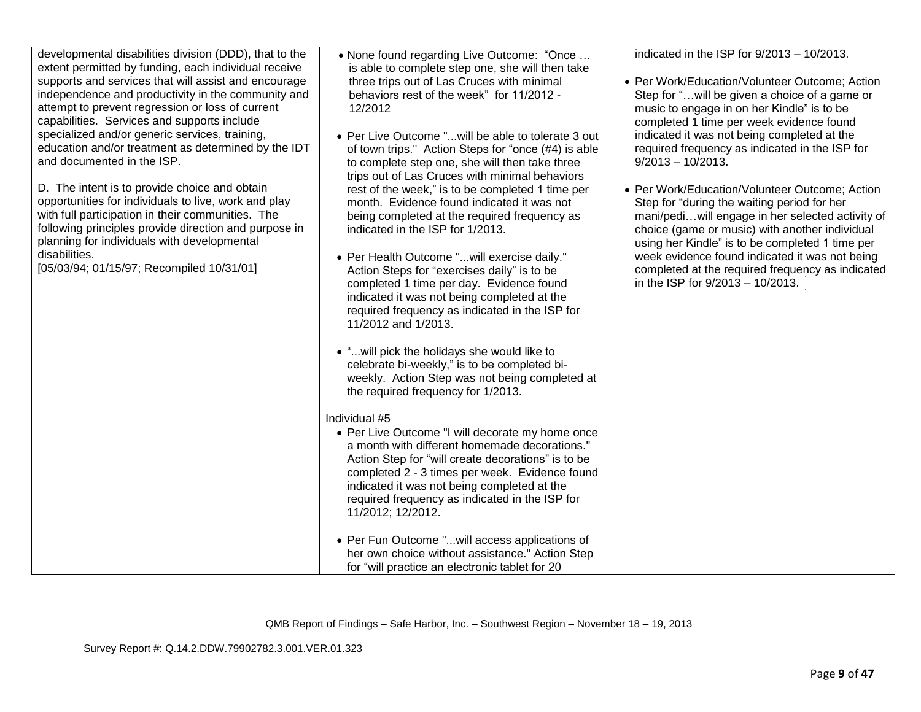| | | |
|---|---|---|
| developmental disabilities division (DDD), that to the extent permitted by funding, each individual receive supports and services that will assist and encourage independence and productivity in the community and attempt to prevent regression or loss of current capabilities. Services and supports include specialized and/or generic services, training, education and/or treatment as determined by the IDT and documented in the ISP.<br><br>D. The intent is to provide choice and obtain opportunities for individuals to live, work and play with full participation in their communities. The following principles provide direction and purpose in planning for individuals with developmental disabilities.<br>[05/03/94; 01/15/97; Recompiled 10/31/01] | • None found regarding Live Outcome: "Once … is able to complete step one, she will then take three trips out of Las Cruces with minimal behaviors rest of the week" for 11/2012 - 12/2012<br><br>• Per Live Outcome "...will be able to tolerate 3 out of town trips." Action Steps for "once (#4) is able to complete step one, she will then take three trips out of Las Cruces with minimal behaviors rest of the week," is to be completed 1 time per month. Evidence found indicated it was not being completed at the required frequency as indicated in the ISP for 1/2013.<br><br>• Per Health Outcome "...will exercise daily." Action Steps for "exercises daily" is to be completed 1 time per day. Evidence found indicated it was not being completed at the required frequency as indicated in the ISP for 11/2012 and 1/2013.<br><br>• "...will pick the holidays she would like to celebrate bi-weekly," is to be completed bi-weekly. Action Step was not being completed at the required frequency for 1/2013.<br><br>Individual #5<br>• Per Live Outcome "I will decorate my home once a month with different homemade decorations." Action Step for "will create decorations" is to be completed 2 - 3 times per week. Evidence found indicated it was not being completed at the required frequency as indicated in the ISP for 11/2012; 12/2012.<br><br>• Per Fun Outcome "...will access applications of her own choice without assistance." Action Step for "will practice an electronic tablet for 20 | indicated in the ISP for 9/2013 – 10/2013.<br><br>• Per Work/Education/Volunteer Outcome; Action Step for "…will be given a choice of a game or music to engage in on her Kindle" is to be completed 1 time per week evidence found indicated it was not being completed at the required frequency as indicated in the ISP for 9/2013 – 10/2013.<br><br>• Per Work/Education/Volunteer Outcome; Action Step for "during the waiting period for her mani/pedi…will engage in her selected activity of choice (game or music) with another individual using her Kindle" is to be completed 1 time per week evidence found indicated it was not being completed at the required frequency as indicated in the ISP for 9/2013 – 10/2013. |

QMB Report of Findings – Safe Harbor, Inc. – Southwest Region – November 18 – 19, 2013

Survey Report #: Q.14.2.DDW.79902782.3.001.VER.01.323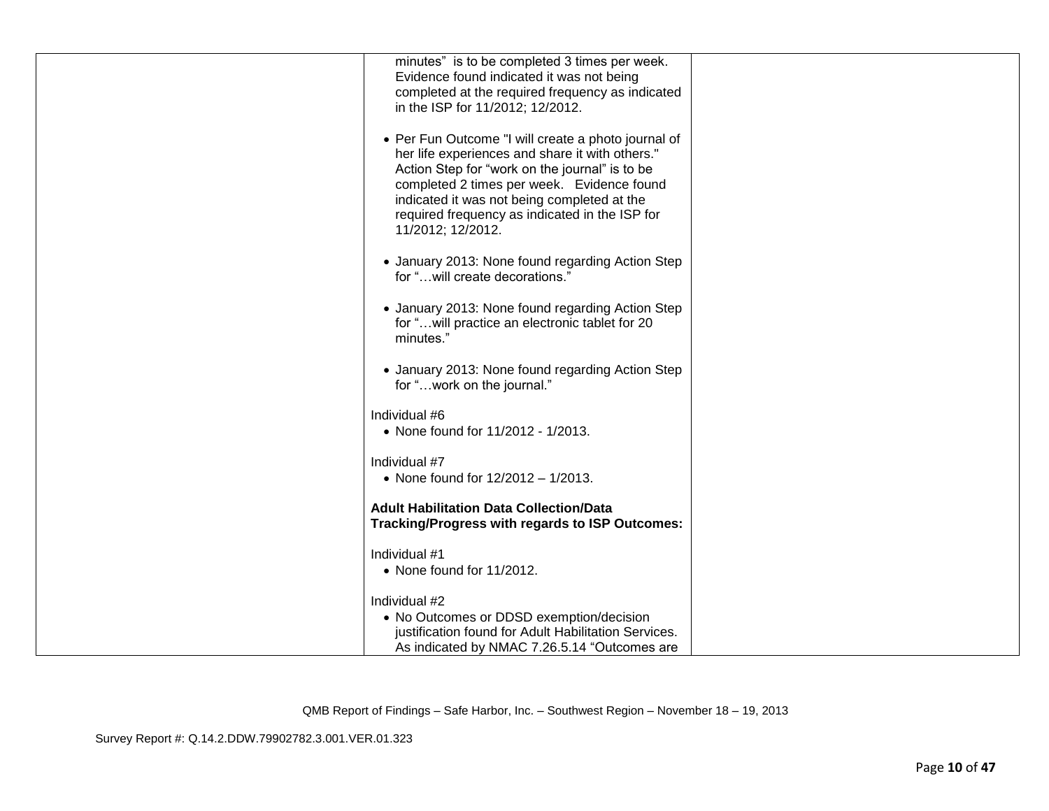| | | |
|---|---|---|
| | minutes" is to be completed 3 times per week. Evidence found indicated it was not being completed at the required frequency as indicated in the ISP for 11/2012; 12/2012.<br><br>• Per Fun Outcome "I will create a photo journal of her life experiences and share it with others." Action Step for "work on the journal" is to be completed 2 times per week. Evidence found indicated it was not being completed at the required frequency as indicated in the ISP for 11/2012; 12/2012.<br><br>• January 2013: None found regarding Action Step for "…will create decorations."<br><br>• January 2013: None found regarding Action Step for "…will practice an electronic tablet for 20 minutes."<br><br>• January 2013: None found regarding Action Step for "…work on the journal."<br><br>Individual #6<br>• None found for 11/2012 - 1/2013.<br><br>Individual #7<br>• None found for 12/2012 – 1/2013.<br><br>**Adult Habilitation Data Collection/Data Tracking/Progress with regards to ISP Outcomes:**<br><br>Individual #1<br>• None found for 11/2012.<br><br>Individual #2<br>• No Outcomes or DDSD exemption/decision justification found for Adult Habilitation Services. As indicated by NMAC 7.26.5.14 "Outcomes are | |

QMB Report of Findings – Safe Harbor, Inc. – Southwest Region – November 18 – 19, 2013

Survey Report #: Q.14.2.DDW.79902782.3.001.VER.01.323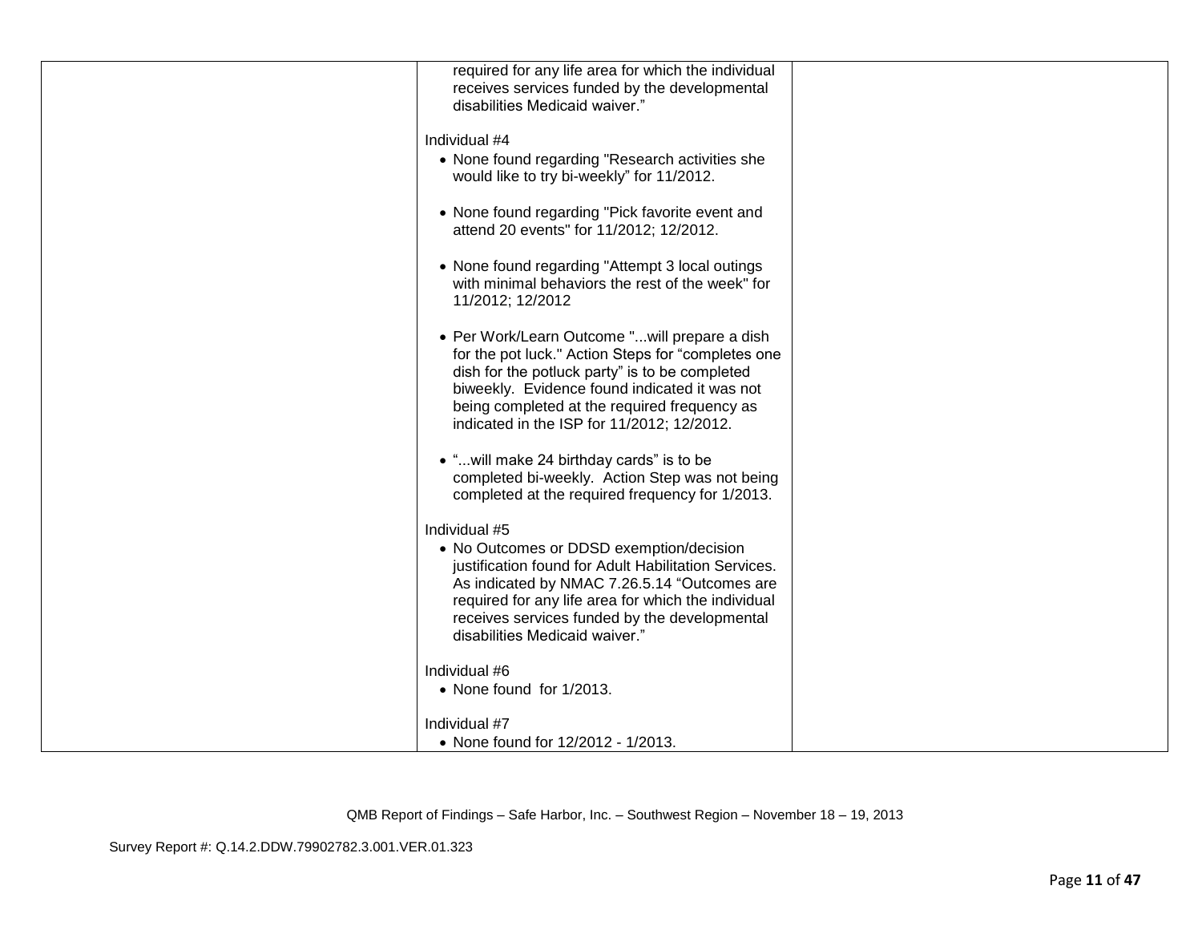| | | |
|---|---|---|
| | required for any life area for which the individual receives services funded by the developmental disabilities Medicaid waiver."<br><br>Individual #4<br>• None found regarding "Research activities she would like to try bi-weekly" for 11/2012.<br><br>• None found regarding "Pick favorite event and attend 20 events" for 11/2012; 12/2012.<br><br>• None found regarding "Attempt 3 local outings with minimal behaviors the rest of the week" for 11/2012; 12/2012<br><br>• Per Work/Learn Outcome "...will prepare a dish for the pot luck." Action Steps for "completes one dish for the potluck party" is to be completed biweekly. Evidence found indicated it was not being completed at the required frequency as indicated in the ISP for 11/2012; 12/2012.<br><br>• "...will make 24 birthday cards" is to be completed bi-weekly. Action Step was not being completed at the required frequency for 1/2013.<br><br>Individual #5<br>• No Outcomes or DDSD exemption/decision justification found for Adult Habilitation Services. As indicated by NMAC 7.26.5.14 "Outcomes are required for any life area for which the individual receives services funded by the developmental disabilities Medicaid waiver."<br><br>Individual #6<br>• None found for 1/2013.<br><br>Individual #7<br>• None found for 12/2012 - 1/2013. | |

QMB Report of Findings – Safe Harbor, Inc. – Southwest Region – November 18 – 19, 2013

Survey Report #: Q.14.2.DDW.79902782.3.001.VER.01.323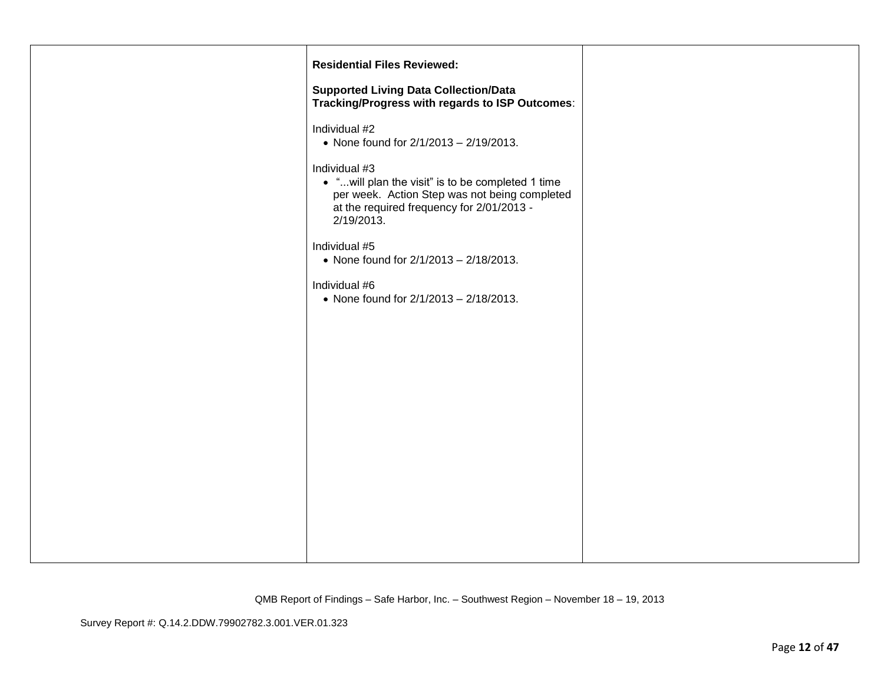| | | |
|---|---|---|
| | **Residential Files Reviewed:**<br><br>**Supported Living Data Collection/Data Tracking/Progress with regards to ISP Outcomes**:<br><br>Individual #2<br>• None found for 2/1/2013 – 2/19/2013.<br><br>Individual #3<br>• "...will plan the visit" is to be completed 1 time per week. Action Step was not being completed at the required frequency for 2/01/2013 - 2/19/2013.<br><br>Individual #5<br>• None found for 2/1/2013 – 2/18/2013.<br><br>Individual #6<br>• None found for 2/1/2013 – 2/18/2013. | |

QMB Report of Findings – Safe Harbor, Inc. – Southwest Region – November 18 – 19, 2013

Survey Report #: Q.14.2.DDW.79902782.3.001.VER.01.323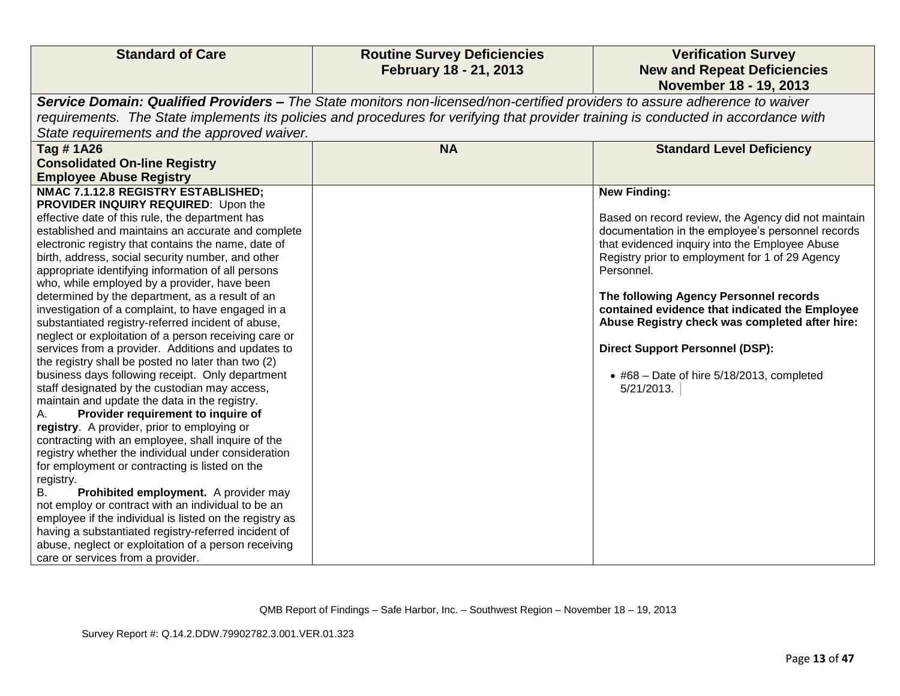| Standard of Care | Routine Survey Deficiencies February 18 - 21, 2013 | Verification Survey New and Repeat Deficiencies November 18 - 19, 2013 |
|---|---|---|
| ***Service Domain: Qualified Providers –*** *The State monitors non-licensed/non-certified providers to assure adherence to waiver requirements. The State implements its policies and procedures for verifying that provider training is conducted in accordance with State requirements and the approved waiver.* | | |
| **Tag # 1A26 Consolidated On-line Registry Employee Abuse Registry** | **NA** | **Standard Level Deficiency** |
| **NMAC 7.1.12.8 REGISTRY ESTABLISHED; PROVIDER INQUIRY REQUIRED**: Upon the effective date of this rule, the department has established and maintains an accurate and complete electronic registry that contains the name, date of birth, address, social security number, and other appropriate identifying information of all persons who, while employed by a provider, have been determined by the department, as a result of an investigation of a complaint, to have engaged in a substantiated registry-referred incident of abuse, neglect or exploitation of a person receiving care or services from a provider. Additions and updates to the registry shall be posted no later than two (2) business days following receipt. Only department staff designated by the custodian may access, maintain and update the data in the registry.<br>A. **Provider requirement to inquire of registry**. A provider, prior to employing or contracting with an employee, shall inquire of the registry whether the individual under consideration for employment or contracting is listed on the registry.<br>B. **Prohibited employment.** A provider may not employ or contract with an individual to be an employee if the individual is listed on the registry as having a substantiated registry-referred incident of abuse, neglect or exploitation of a person receiving care or services from a provider. | | **New Finding:**<br><br>Based on record review, the Agency did not maintain documentation in the employee's personnel records that evidenced inquiry into the Employee Abuse Registry prior to employment for 1 of 29 Agency Personnel.<br><br>**The following Agency Personnel records contained evidence that indicated the Employee Abuse Registry check was completed after hire:**<br><br>**Direct Support Personnel (DSP):**<br><br>• #68 – Date of hire 5/18/2013, completed 5/21/2013. |

QMB Report of Findings – Safe Harbor, Inc. – Southwest Region – November 18 – 19, 2013

Survey Report #: Q.14.2.DDW.79902782.3.001.VER.01.323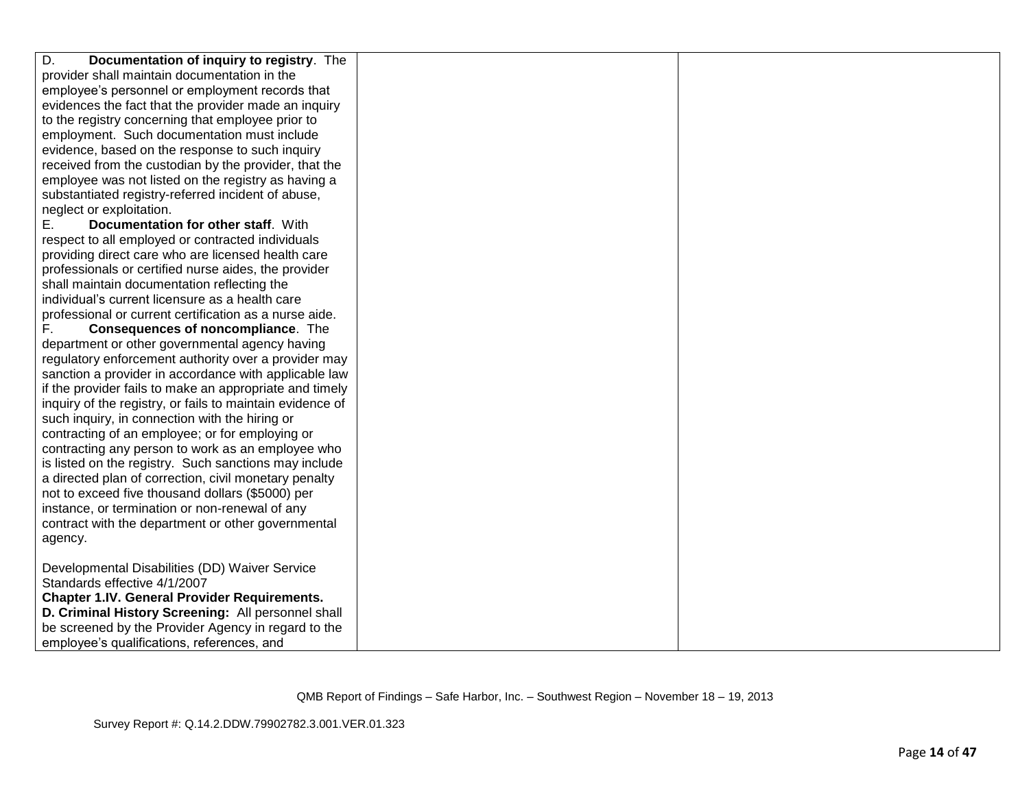| | | |
|---|---|---|
| D. **Documentation of inquiry to registry**. The provider shall maintain documentation in the employee's personnel or employment records that evidences the fact that the provider made an inquiry to the registry concerning that employee prior to employment. Such documentation must include evidence, based on the response to such inquiry received from the custodian by the provider, that the employee was not listed on the registry as having a substantiated registry-referred incident of abuse, neglect or exploitation.<br>E. **Documentation for other staff**. With respect to all employed or contracted individuals providing direct care who are licensed health care professionals or certified nurse aides, the provider shall maintain documentation reflecting the individual's current licensure as a health care professional or current certification as a nurse aide.<br>F. **Consequences of noncompliance**. The department or other governmental agency having regulatory enforcement authority over a provider may sanction a provider in accordance with applicable law if the provider fails to make an appropriate and timely inquiry of the registry, or fails to maintain evidence of such inquiry, in connection with the hiring or contracting of an employee; or for employing or contracting any person to work as an employee who is listed on the registry. Such sanctions may include a directed plan of correction, civil monetary penalty not to exceed five thousand dollars ($5000) per instance, or termination or non-renewal of any contract with the department or other governmental agency.<br><br>Developmental Disabilities (DD) Waiver Service Standards effective 4/1/2007<br>**Chapter 1.IV. General Provider Requirements.**<br>**D. Criminal History Screening:** All personnel shall be screened by the Provider Agency in regard to the employee's qualifications, references, and | | |

QMB Report of Findings – Safe Harbor, Inc. – Southwest Region – November 18 – 19, 2013

Survey Report #: Q.14.2.DDW.79902782.3.001.VER.01.323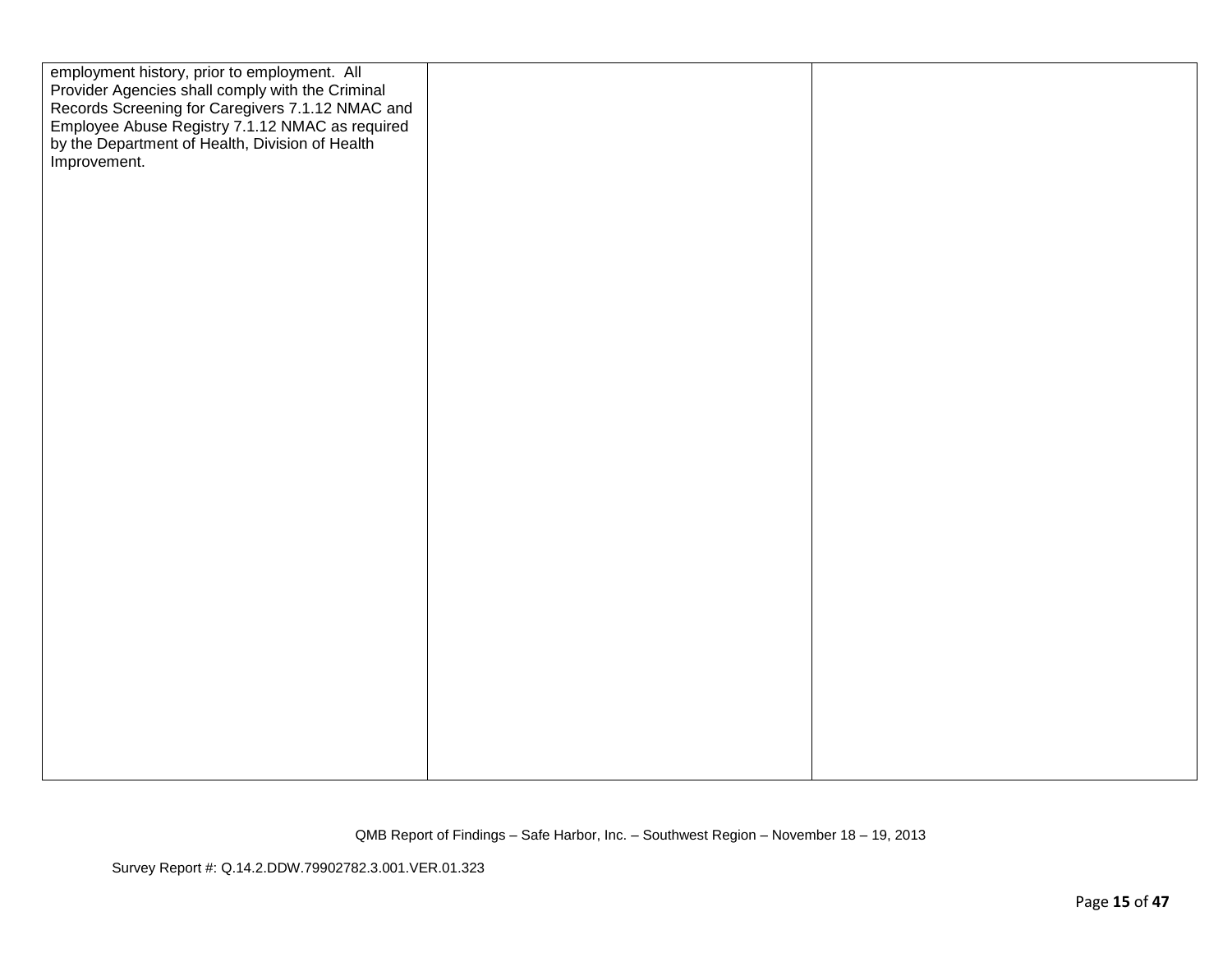| | | |
|---|---|---|
| employment history, prior to employment. All Provider Agencies shall comply with the Criminal Records Screening for Caregivers 7.1.12 NMAC and Employee Abuse Registry 7.1.12 NMAC as required by the Department of Health, Division of Health Improvement. | | |

QMB Report of Findings – Safe Harbor, Inc. – Southwest Region – November 18 – 19, 2013

Survey Report #: Q.14.2.DDW.79902782.3.001.VER.01.323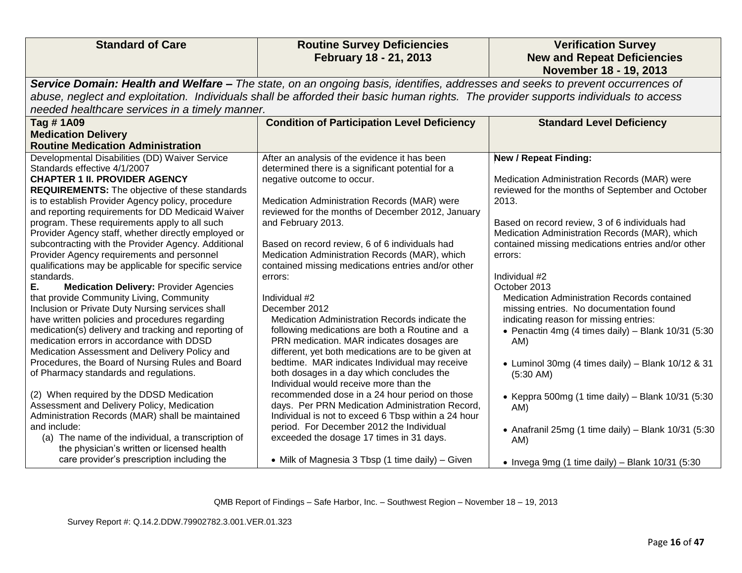| Standard of Care | Routine Survey Deficiencies February 18 - 21, 2013 | Verification Survey New and Repeat Deficiencies November 18 - 19, 2013 |
|---|---|---|
| ***Service Domain: Health and Welfare** – The state, on an ongoing basis, identifies, addresses and seeks to prevent occurrences of abuse, neglect and exploitation. Individuals shall be afforded their basic human rights. The provider supports individuals to access needed healthcare services in a timely manner.* | | |
| **Tag # 1A09 Medication Delivery Routine Medication Administration** | **Condition of Participation Level Deficiency** | **Standard Level Deficiency** |
| Developmental Disabilities (DD) Waiver Service Standards effective 4/1/2007<br>**CHAPTER 1 II. PROVIDER AGENCY REQUIREMENTS:** The objective of these standards is to establish Provider Agency policy, procedure and reporting requirements for DD Medicaid Waiver program. These requirements apply to all such Provider Agency staff, whether directly employed or subcontracting with the Provider Agency. Additional Provider Agency requirements and personnel qualifications may be applicable for specific service standards.<br>**E. Medication Delivery:** Provider Agencies that provide Community Living, Community Inclusion or Private Duty Nursing services shall have written policies and procedures regarding medication(s) delivery and tracking and reporting of medication errors in accordance with DDSD Medication Assessment and Delivery Policy and Procedures, the Board of Nursing Rules and Board of Pharmacy standards and regulations.<br><br>(2) When required by the DDSD Medication Assessment and Delivery Policy, Medication Administration Records (MAR) shall be maintained and include:<br>(a) The name of the individual, a transcription of the physician's written or licensed health care provider's prescription including the | After an analysis of the evidence it has been determined there is a significant potential for a negative outcome to occur.<br><br>Medication Administration Records (MAR) were reviewed for the months of December 2012, January and February 2013.<br><br>Based on record review, 6 of 6 individuals had Medication Administration Records (MAR), which contained missing medications entries and/or other errors:<br><br>Individual #2<br>December 2012<br>Medication Administration Records indicate the following medications are both a Routine and a PRN medication. MAR indicates dosages are different, yet both medications are to be given at bedtime. MAR indicates Individual may receive both dosages in a day which concludes the Individual would receive more than the recommended dose in a 24 hour period on those days. Per PRN Medication Administration Record, Individual is not to exceed 6 Tbsp within a 24 hour period. For December 2012 the Individual exceeded the dosage 17 times in 31 days.<br><br>• Milk of Magnesia 3 Tbsp (1 time daily) – Given | **New / Repeat Finding:**<br><br>Medication Administration Records (MAR) were reviewed for the months of September and October 2013.<br><br>Based on record review, 3 of 6 individuals had Medication Administration Records (MAR), which contained missing medications entries and/or other errors:<br><br>Individual #2<br>October 2013<br>Medication Administration Records contained missing entries. No documentation found indicating reason for missing entries:<br>• Penactin 4mg (4 times daily) – Blank 10/31 (5:30 AM)<br><br>• Luminol 30mg (4 times daily) – Blank 10/12 & 31 (5:30 AM)<br><br>• Keppra 500mg (1 time daily) – Blank 10/31 (5:30 AM)<br><br>• Anafranil 25mg (1 time daily) – Blank 10/31 (5:30 AM)<br><br>• Invega 9mg (1 time daily) – Blank 10/31 (5:30 |

QMB Report of Findings – Safe Harbor, Inc. – Southwest Region – November 18 – 19, 2013

Survey Report #: Q.14.2.DDW.79902782.3.001.VER.01.323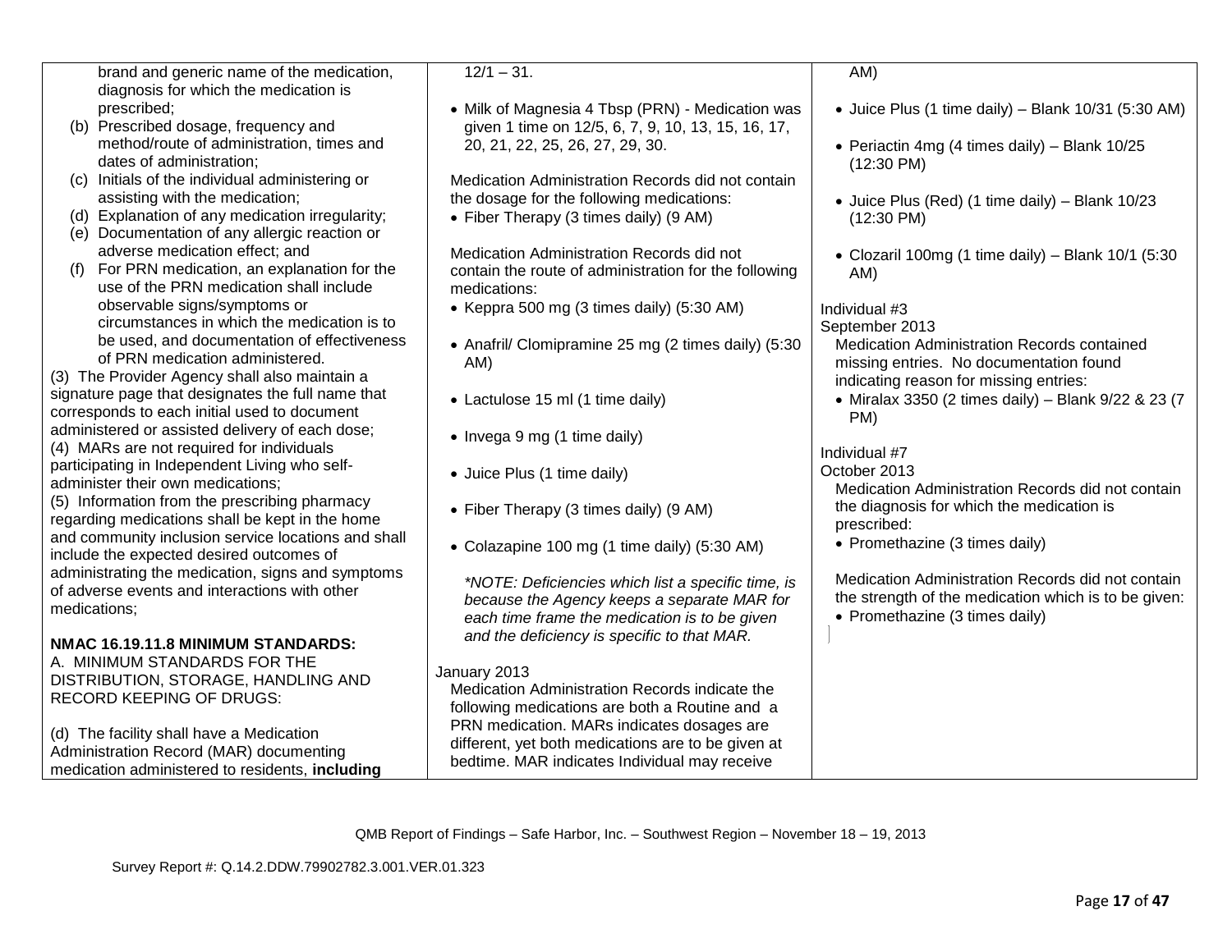| | | |
|---|---|---|
| brand and generic name of the medication, diagnosis for which the medication is prescribed;<br>(b) Prescribed dosage, frequency and method/route of administration, times and dates of administration;<br>(c) Initials of the individual administering or assisting with the medication;<br>(d) Explanation of any medication irregularity;<br>(e) Documentation of any allergic reaction or adverse medication effect; and<br>(f) For PRN medication, an explanation for the use of the PRN medication shall include observable signs/symptoms or circumstances in which the medication is to be used, and documentation of effectiveness of PRN medication administered.<br>(3) The Provider Agency shall also maintain a signature page that designates the full name that corresponds to each initial used to document administered or assisted delivery of each dose;<br>(4) MARs are not required for individuals participating in Independent Living who self-administer their own medications;<br>(5) Information from the prescribing pharmacy regarding medications shall be kept in the home and community inclusion service locations and shall include the expected desired outcomes of administrating the medication, signs and symptoms of adverse events and interactions with other medications;<br><br>**NMAC 16.19.11.8 MINIMUM STANDARDS:**<br>A. MINIMUM STANDARDS FOR THE DISTRIBUTION, STORAGE, HANDLING AND RECORD KEEPING OF DRUGS:<br><br>(d) The facility shall have a Medication Administration Record (MAR) documenting medication administered to residents, **including** | 12/1 – 31.<br><br>• Milk of Magnesia 4 Tbsp (PRN) - Medication was given 1 time on 12/5, 6, 7, 9, 10, 13, 15, 16, 17, 20, 21, 22, 25, 26, 27, 29, 30.<br><br>Medication Administration Records did not contain the dosage for the following medications:<br>• Fiber Therapy (3 times daily) (9 AM)<br><br>Medication Administration Records did not contain the route of administration for the following medications:<br>• Keppra 500 mg (3 times daily) (5:30 AM)<br>• Anafril/ Clomipramine 25 mg (2 times daily) (5:30 AM)<br>• Lactulose 15 ml (1 time daily)<br>• Invega 9 mg (1 time daily)<br>• Juice Plus (1 time daily)<br>• Fiber Therapy (3 times daily) (9 AM)<br>• Colazapine 100 mg (1 time daily) (5:30 AM)<br><br>*\*NOTE: Deficiencies which list a specific time, is because the Agency keeps a separate MAR for each time frame the medication is to be given and the deficiency is specific to that MAR.*<br><br>January 2013<br>Medication Administration Records indicate the following medications are both a Routine and a PRN medication. MARs indicates dosages are different, yet both medications are to be given at bedtime. MAR indicates Individual may receive | AM)<br><br>• Juice Plus (1 time daily) – Blank 10/31 (5:30 AM)<br>• Periactin 4mg (4 times daily) – Blank 10/25 (12:30 PM)<br>• Juice Plus (Red) (1 time daily) – Blank 10/23 (12:30 PM)<br>• Clozaril 100mg (1 time daily) – Blank 10/1 (5:30 AM)<br><br>Individual #3<br>September 2013<br>Medication Administration Records contained missing entries. No documentation found indicating reason for missing entries:<br>• Miralax 3350 (2 times daily) – Blank 9/22 & 23 (7 PM)<br><br>Individual #7<br>October 2013<br>Medication Administration Records did not contain the diagnosis for which the medication is prescribed:<br>• Promethazine (3 times daily)<br><br>Medication Administration Records did not contain the strength of the medication which is to be given:<br>• Promethazine (3 times daily) |

QMB Report of Findings – Safe Harbor, Inc. – Southwest Region – November 18 – 19, 2013

Survey Report #: Q.14.2.DDW.79902782.3.001.VER.01.323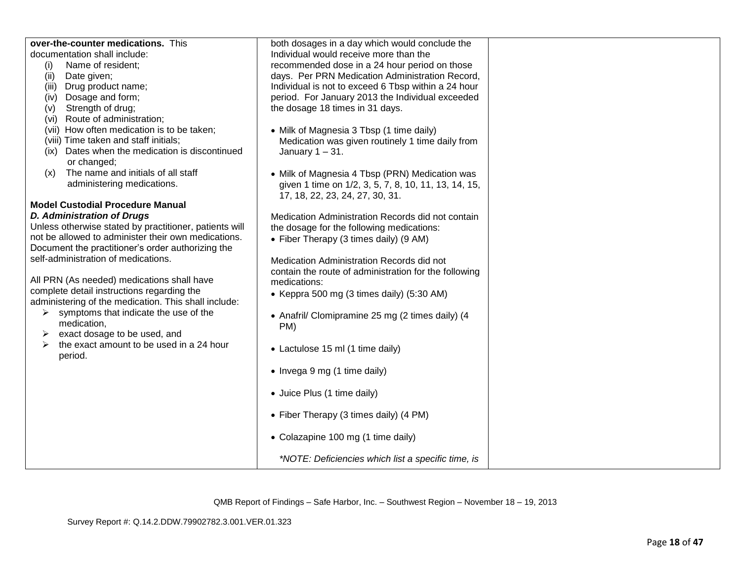| | | |
|---|---|---|
| **over-the-counter medications.** This documentation shall include:<br>(i) Name of resident;<br>(ii) Date given;<br>(iii) Drug product name;<br>(iv) Dosage and form;<br>(v) Strength of drug;<br>(vi) Route of administration;<br>(vii) How often medication is to be taken;<br>(viii) Time taken and staff initials;<br>(ix) Dates when the medication is discontinued or changed;<br>(x) The name and initials of all staff administering medications.<br><br>**Model Custodial Procedure Manual**<br>***D. Administration of Drugs***<br>Unless otherwise stated by practitioner, patients will not be allowed to administer their own medications. Document the practitioner's order authorizing the self-administration of medications.<br><br>All PRN (As needed) medications shall have complete detail instructions regarding the administering of the medication. This shall include:<br>➢ symptoms that indicate the use of the medication,<br>➢ exact dosage to be used, and<br>➢ the exact amount to be used in a 24 hour period. | both dosages in a day which would conclude the Individual would receive more than the recommended dose in a 24 hour period on those days. Per PRN Medication Administration Record, Individual is not to exceed 6 Tbsp within a 24 hour period. For January 2013 the Individual exceeded the dosage 18 times in 31 days.<br><br>• Milk of Magnesia 3 Tbsp (1 time daily) Medication was given routinely 1 time daily from January 1 – 31.<br><br>• Milk of Magnesia 4 Tbsp (PRN) Medication was given 1 time on 1/2, 3, 5, 7, 8, 10, 11, 13, 14, 15, 17, 18, 22, 23, 24, 27, 30, 31.<br><br>Medication Administration Records did not contain the dosage for the following medications:<br>• Fiber Therapy (3 times daily) (9 AM)<br><br>Medication Administration Records did not contain the route of administration for the following medications:<br>• Keppra 500 mg (3 times daily) (5:30 AM)<br><br>• Anafril/ Clomipramine 25 mg (2 times daily) (4 PM)<br><br>• Lactulose 15 ml (1 time daily)<br><br>• Invega 9 mg (1 time daily)<br><br>• Juice Plus (1 time daily)<br><br>• Fiber Therapy (3 times daily) (4 PM)<br><br>• Colazapine 100 mg (1 time daily)<br><br>*\*NOTE: Deficiencies which list a specific time, is* | |

QMB Report of Findings – Safe Harbor, Inc. – Southwest Region – November 18 – 19, 2013

Survey Report #: Q.14.2.DDW.79902782.3.001.VER.01.323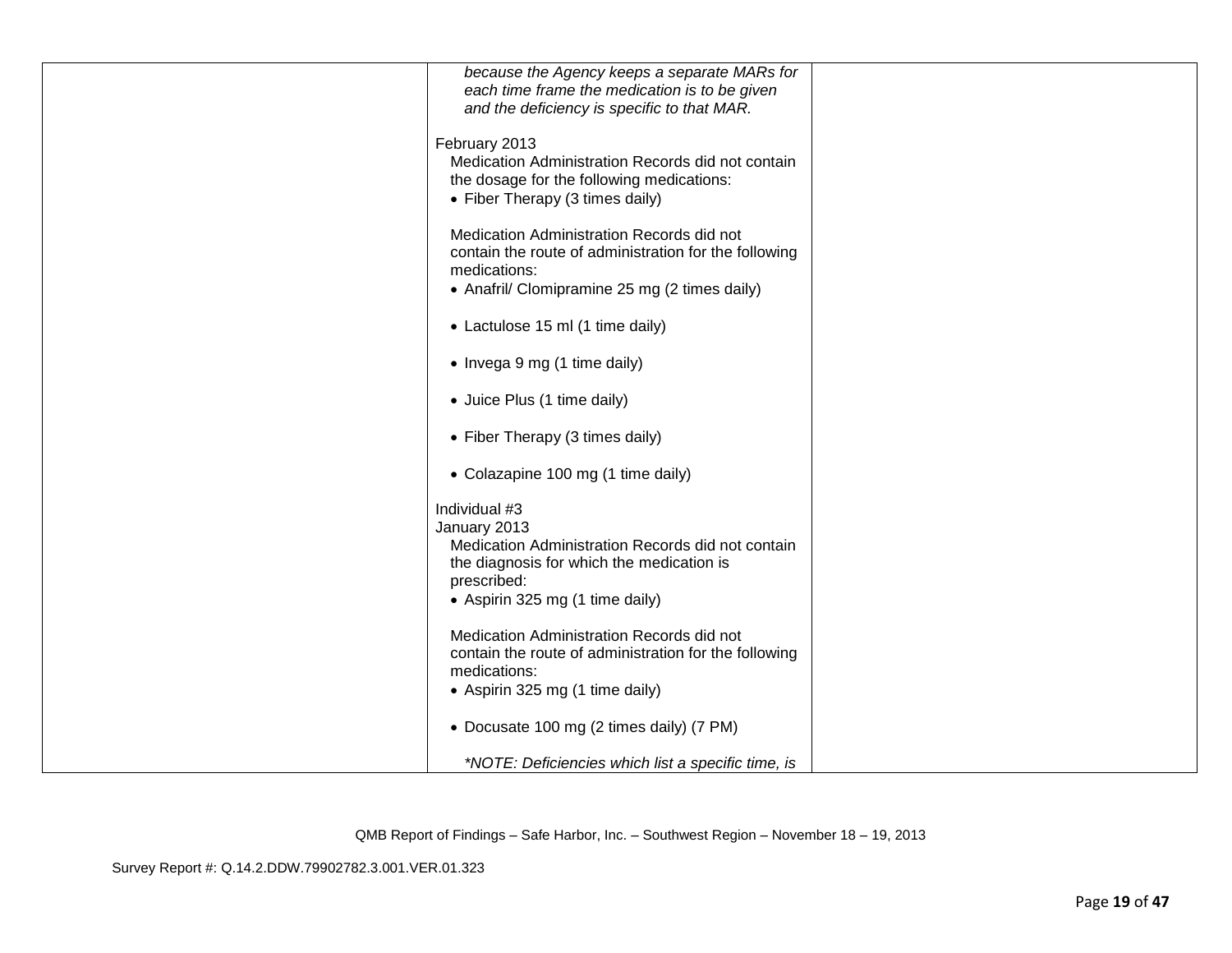| | | |
|---|---|---|
| | *because the Agency keeps a separate MARs for each time frame the medication is to be given and the deficiency is specific to that MAR.*<br><br>February 2013<br>Medication Administration Records did not contain the dosage for the following medications:<br>• Fiber Therapy (3 times daily)<br><br>Medication Administration Records did not contain the route of administration for the following medications:<br>• Anafril/ Clomipramine 25 mg (2 times daily)<br><br>• Lactulose 15 ml (1 time daily)<br><br>• Invega 9 mg (1 time daily)<br><br>• Juice Plus (1 time daily)<br><br>• Fiber Therapy (3 times daily)<br><br>• Colazapine 100 mg (1 time daily)<br><br>Individual #3<br>January 2013<br>Medication Administration Records did not contain the diagnosis for which the medication is prescribed:<br>• Aspirin 325 mg (1 time daily)<br><br>Medication Administration Records did not contain the route of administration for the following medications:<br>• Aspirin 325 mg (1 time daily)<br><br>• Docusate 100 mg (2 times daily) (7 PM)<br><br>*\*NOTE: Deficiencies which list a specific time, is* | |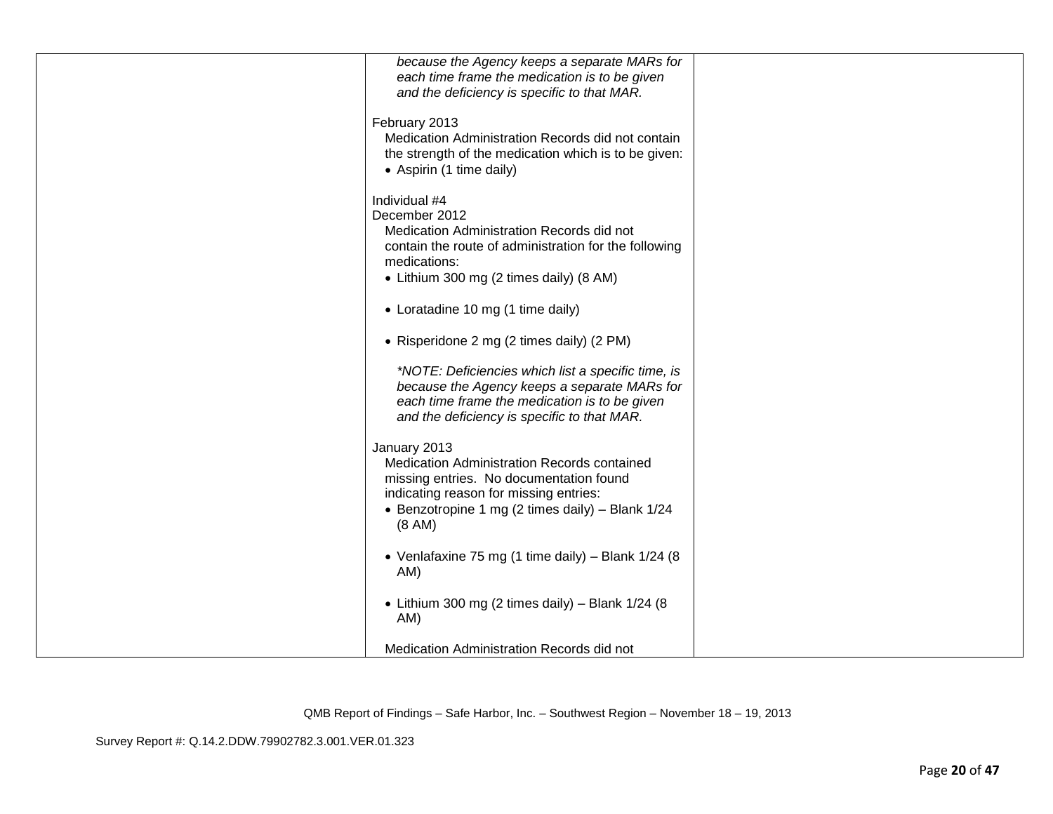| | | |
|---|---|---|
| | *because the Agency keeps a separate MARs for each time frame the medication is to be given and the deficiency is specific to that MAR.*<br><br>February 2013<br>Medication Administration Records did not contain the strength of the medication which is to be given:<br>• Aspirin (1 time daily)<br><br>Individual #4<br>December 2012<br>Medication Administration Records did not contain the route of administration for the following medications:<br>• Lithium 300 mg (2 times daily) (8 AM)<br><br>• Loratadine 10 mg (1 time daily)<br><br>• Risperidone 2 mg (2 times daily) (2 PM)<br><br>*\*NOTE: Deficiencies which list a specific time, is because the Agency keeps a separate MARs for each time frame the medication is to be given and the deficiency is specific to that MAR.*<br><br>January 2013<br>Medication Administration Records contained missing entries. No documentation found indicating reason for missing entries:<br>• Benzotropine 1 mg (2 times daily) – Blank 1/24 (8 AM)<br><br>• Venlafaxine 75 mg (1 time daily) – Blank 1/24 (8 AM)<br><br>• Lithium 300 mg (2 times daily) – Blank 1/24 (8 AM)<br><br>Medication Administration Records did not | |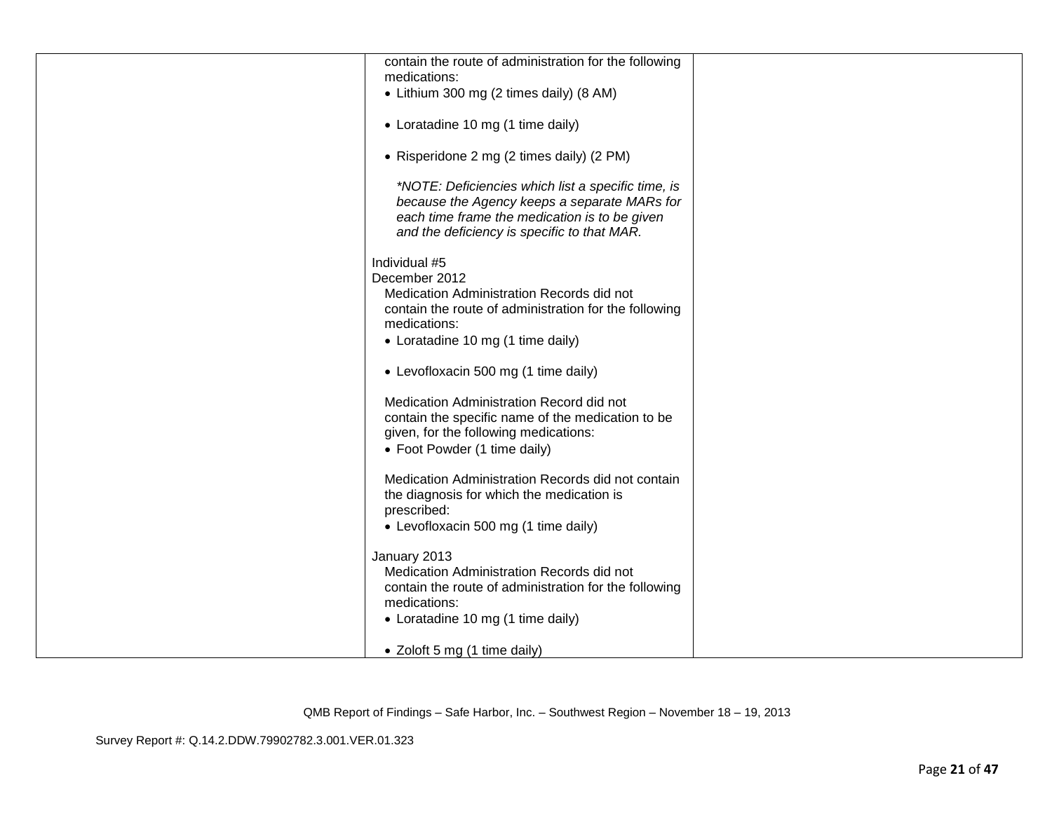| | | |
|---|---|---|
| | contain the route of administration for the following medications:<br>• Lithium 300 mg (2 times daily) (8 AM)<br><br>• Loratadine 10 mg (1 time daily)<br><br>• Risperidone 2 mg (2 times daily) (2 PM)<br><br>*\*NOTE: Deficiencies which list a specific time, is because the Agency keeps a separate MARs for each time frame the medication is to be given and the deficiency is specific to that MAR.*<br><br>Individual #5<br>December 2012<br>Medication Administration Records did not contain the route of administration for the following medications:<br>• Loratadine 10 mg (1 time daily)<br><br>• Levofloxacin 500 mg (1 time daily)<br><br>Medication Administration Record did not contain the specific name of the medication to be given, for the following medications:<br>• Foot Powder (1 time daily)<br><br>Medication Administration Records did not contain the diagnosis for which the medication is prescribed:<br>• Levofloxacin 500 mg (1 time daily)<br><br>January 2013<br>Medication Administration Records did not contain the route of administration for the following medications:<br>• Loratadine 10 mg (1 time daily)<br><br>• Zoloft 5 mg (1 time daily) | |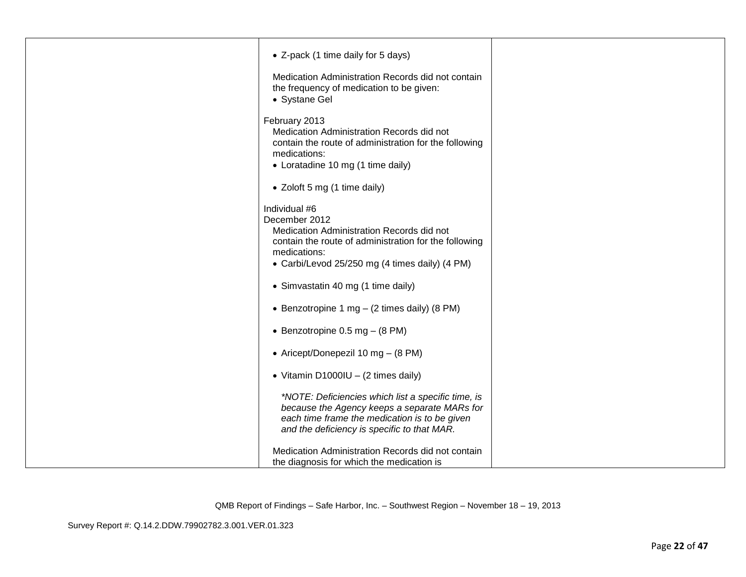| | | |
|---|---|---|
| | • Z-pack (1 time daily for 5 days)<br><br>Medication Administration Records did not contain the frequency of medication to be given:<br>• Systane Gel<br><br>February 2013<br>Medication Administration Records did not contain the route of administration for the following medications:<br>• Loratadine 10 mg (1 time daily)<br><br>• Zoloft 5 mg (1 time daily)<br><br>Individual #6<br>December 2012<br>Medication Administration Records did not contain the route of administration for the following medications:<br>• Carbi/Levod 25/250 mg (4 times daily) (4 PM)<br><br>• Simvastatin 40 mg (1 time daily)<br><br>• Benzotropine 1 mg – (2 times daily) (8 PM)<br><br>• Benzotropine 0.5 mg – (8 PM)<br><br>• Aricept/Donepezil 10 mg – (8 PM)<br><br>• Vitamin D1000IU – (2 times daily)<br><br>*\*NOTE: Deficiencies which list a specific time, is because the Agency keeps a separate MARs for each time frame the medication is to be given and the deficiency is specific to that MAR.*<br><br>Medication Administration Records did not contain the diagnosis for which the medication is | |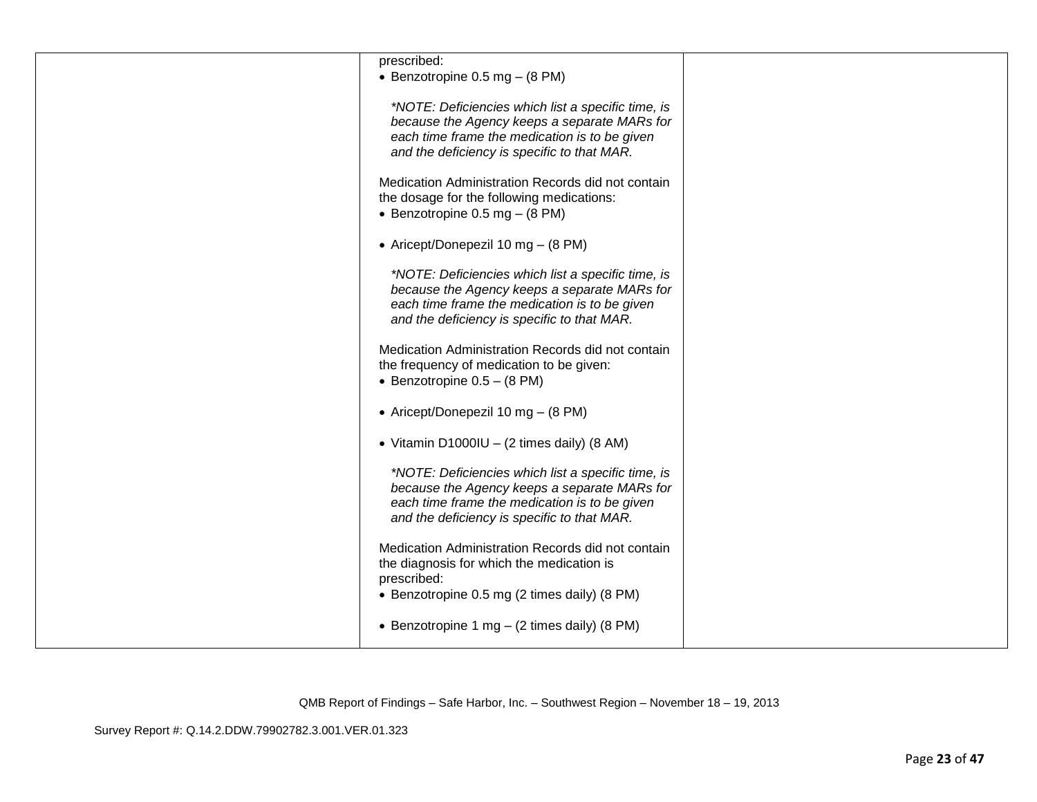| | | |
|---|---|---|
| | prescribed:<br>• Benzotropine 0.5 mg – (8 PM)<br><br>*\*NOTE: Deficiencies which list a specific time, is because the Agency keeps a separate MARs for each time frame the medication is to be given and the deficiency is specific to that MAR.*<br><br>Medication Administration Records did not contain the dosage for the following medications:<br>• Benzotropine 0.5 mg – (8 PM)<br><br>• Aricept/Donepezil 10 mg – (8 PM)<br><br>*\*NOTE: Deficiencies which list a specific time, is because the Agency keeps a separate MARs for each time frame the medication is to be given and the deficiency is specific to that MAR.*<br><br>Medication Administration Records did not contain the frequency of medication to be given:<br>• Benzotropine 0.5 – (8 PM)<br><br>• Aricept/Donepezil 10 mg – (8 PM)<br><br>• Vitamin D1000IU – (2 times daily) (8 AM)<br><br>*\*NOTE: Deficiencies which list a specific time, is because the Agency keeps a separate MARs for each time frame the medication is to be given and the deficiency is specific to that MAR.*<br><br>Medication Administration Records did not contain the diagnosis for which the medication is prescribed:<br>• Benzotropine 0.5 mg (2 times daily) (8 PM)<br><br>• Benzotropine 1 mg – (2 times daily) (8 PM) | |

QMB Report of Findings – Safe Harbor, Inc. – Southwest Region – November 18 – 19, 2013

Survey Report #: Q.14.2.DDW.79902782.3.001.VER.01.323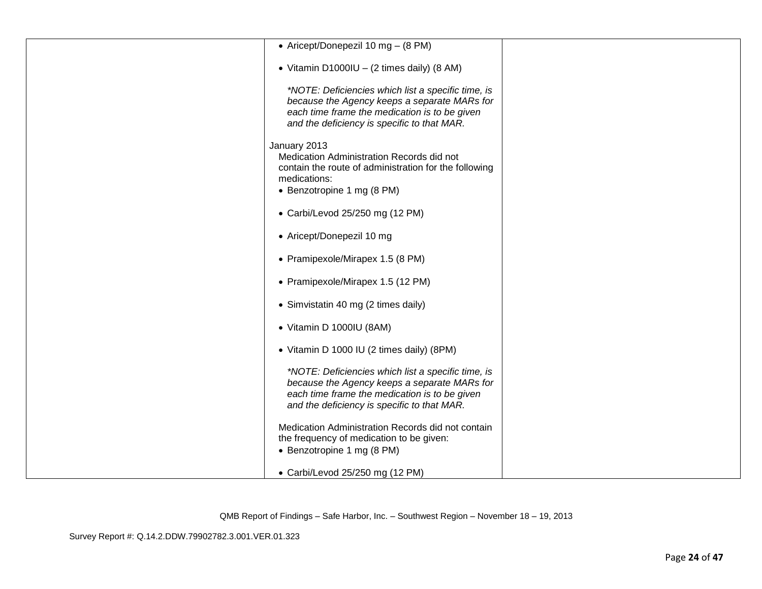| | | |
|---|---|---|
| | • Aricept/Donepezil 10 mg – (8 PM)<br><br>• Vitamin D1000IU – (2 times daily) (8 AM)<br><br>*\*NOTE: Deficiencies which list a specific time, is because the Agency keeps a separate MARs for each time frame the medication is to be given and the deficiency is specific to that MAR.*<br><br>January 2013<br>Medication Administration Records did not contain the route of administration for the following medications:<br>• Benzotropine 1 mg (8 PM)<br><br>• Carbi/Levod 25/250 mg (12 PM)<br><br>• Aricept/Donepezil 10 mg<br><br>• Pramipexole/Mirapex 1.5 (8 PM)<br><br>• Pramipexole/Mirapex 1.5 (12 PM)<br><br>• Simvistatin 40 mg (2 times daily)<br><br>• Vitamin D 1000IU (8AM)<br><br>• Vitamin D 1000 IU (2 times daily) (8PM)<br><br>*\*NOTE: Deficiencies which list a specific time, is because the Agency keeps a separate MARs for each time frame the medication is to be given and the deficiency is specific to that MAR.*<br><br>Medication Administration Records did not contain the frequency of medication to be given:<br>• Benzotropine 1 mg (8 PM)<br><br>• Carbi/Levod 25/250 mg (12 PM) | |

QMB Report of Findings – Safe Harbor, Inc. – Southwest Region – November 18 – 19, 2013

Survey Report #: Q.14.2.DDW.79902782.3.001.VER.01.323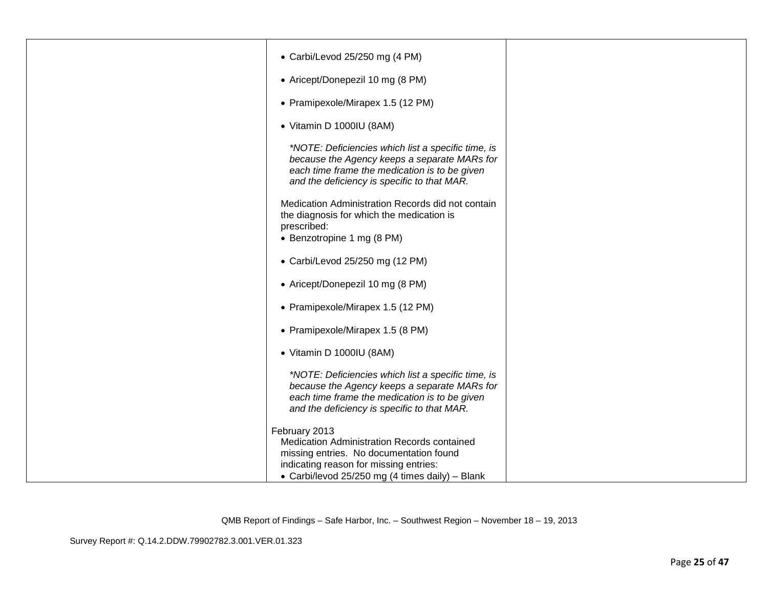| | | |
|---|---|---|
| | • Carbi/Levod 25/250 mg (4 PM)<br><br>• Aricept/Donepezil 10 mg (8 PM)<br><br>• Pramipexole/Mirapex 1.5 (12 PM)<br><br>• Vitamin D 1000IU (8AM)<br><br>*\*NOTE: Deficiencies which list a specific time, is because the Agency keeps a separate MARs for each time frame the medication is to be given and the deficiency is specific to that MAR.*<br><br>Medication Administration Records did not contain the diagnosis for which the medication is prescribed:<br>• Benzotropine 1 mg (8 PM)<br><br>• Carbi/Levod 25/250 mg (12 PM)<br><br>• Aricept/Donepezil 10 mg (8 PM)<br><br>• Pramipexole/Mirapex 1.5 (12 PM)<br><br>• Pramipexole/Mirapex 1.5 (8 PM)<br><br>• Vitamin D 1000IU (8AM)<br><br>*\*NOTE: Deficiencies which list a specific time, is because the Agency keeps a separate MARs for each time frame the medication is to be given and the deficiency is specific to that MAR.*<br><br>February 2013<br>Medication Administration Records contained missing entries. No documentation found indicating reason for missing entries:<br>• Carbi/levod 25/250 mg (4 times daily) – Blank | |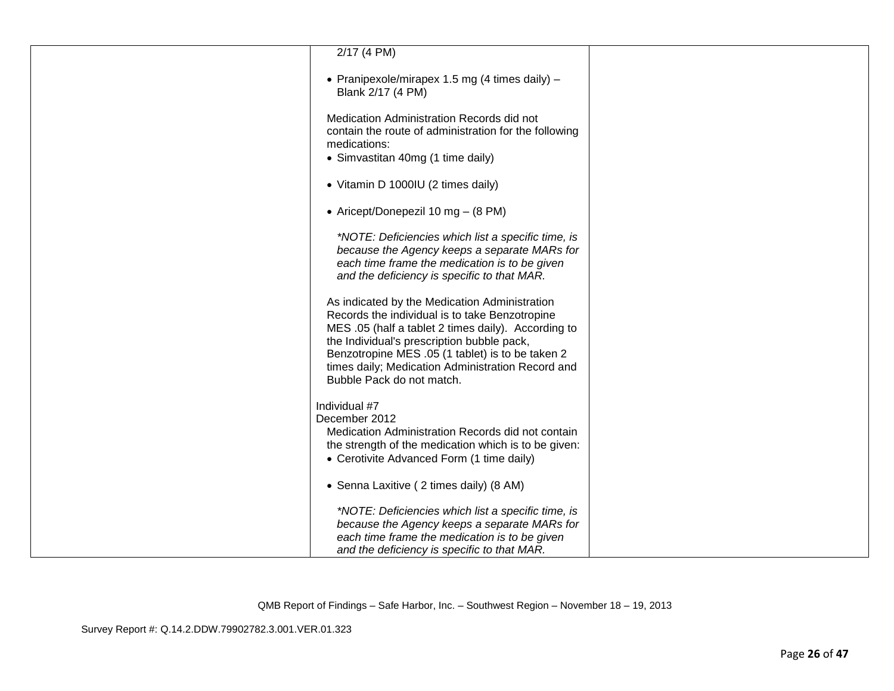| | | |
|---|---|---|
| | 2/17 (4 PM)<br><br>• Pranipexole/mirapex 1.5 mg (4 times daily) – Blank 2/17 (4 PM)<br><br>Medication Administration Records did not contain the route of administration for the following medications:<br>• Simvastitan 40mg (1 time daily)<br><br>• Vitamin D 1000IU (2 times daily)<br><br>• Aricept/Donepezil 10 mg – (8 PM)<br><br>*\*NOTE: Deficiencies which list a specific time, is because the Agency keeps a separate MARs for each time frame the medication is to be given and the deficiency is specific to that MAR.*<br><br>As indicated by the Medication Administration Records the individual is to take Benzotropine MES .05 (half a tablet 2 times daily). According to the Individual's prescription bubble pack, Benzotropine MES .05 (1 tablet) is to be taken 2 times daily; Medication Administration Record and Bubble Pack do not match.<br><br>Individual #7<br>December 2012<br>Medication Administration Records did not contain the strength of the medication which is to be given:<br>• Cerotivite Advanced Form (1 time daily)<br><br>• Senna Laxitive ( 2 times daily) (8 AM)<br><br>*\*NOTE: Deficiencies which list a specific time, is because the Agency keeps a separate MARs for each time frame the medication is to be given and the deficiency is specific to that MAR.* | |

QMB Report of Findings – Safe Harbor, Inc. – Southwest Region – November 18 – 19, 2013

Survey Report #: Q.14.2.DDW.79902782.3.001.VER.01.323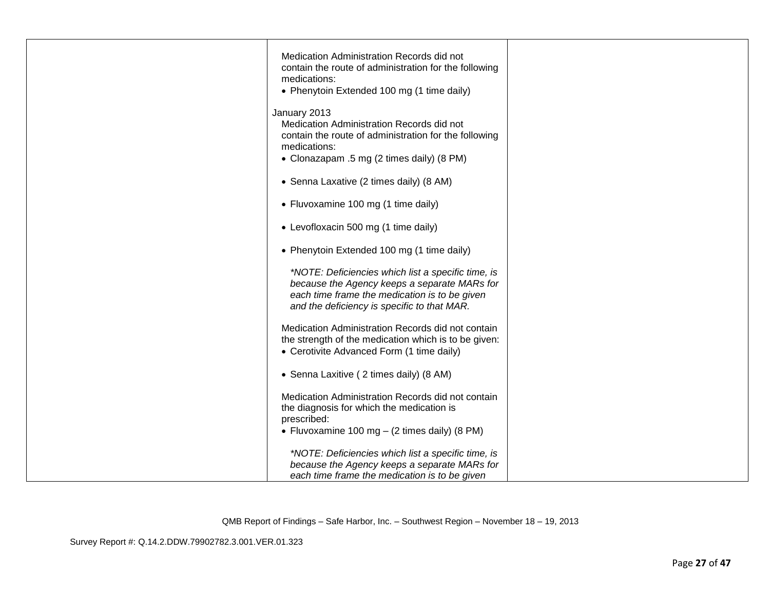| | | |
|---|---|---|
| | Medication Administration Records did not contain the route of administration for the following medications:<br>• Phenytoin Extended 100 mg (1 time daily)<br><br>January 2013<br>Medication Administration Records did not contain the route of administration for the following medications:<br>• Clonazapam .5 mg (2 times daily) (8 PM)<br>• Senna Laxative (2 times daily) (8 AM)<br>• Fluvoxamine 100 mg (1 time daily)<br>• Levofloxacin 500 mg (1 time daily)<br>• Phenytoin Extended 100 mg (1 time daily)<br><br>*\*NOTE: Deficiencies which list a specific time, is because the Agency keeps a separate MARs for each time frame the medication is to be given and the deficiency is specific to that MAR.*<br><br>Medication Administration Records did not contain the strength of the medication which is to be given:<br>• Cerotivite Advanced Form (1 time daily)<br>• Senna Laxitive ( 2 times daily) (8 AM)<br><br>Medication Administration Records did not contain the diagnosis for which the medication is prescribed:<br>• Fluvoxamine 100 mg – (2 times daily) (8 PM)<br><br>*\*NOTE: Deficiencies which list a specific time, is because the Agency keeps a separate MARs for each time frame the medication is to be given* | |

QMB Report of Findings – Safe Harbor, Inc. – Southwest Region – November 18 – 19, 2013

Survey Report #: Q.14.2.DDW.79902782.3.001.VER.01.323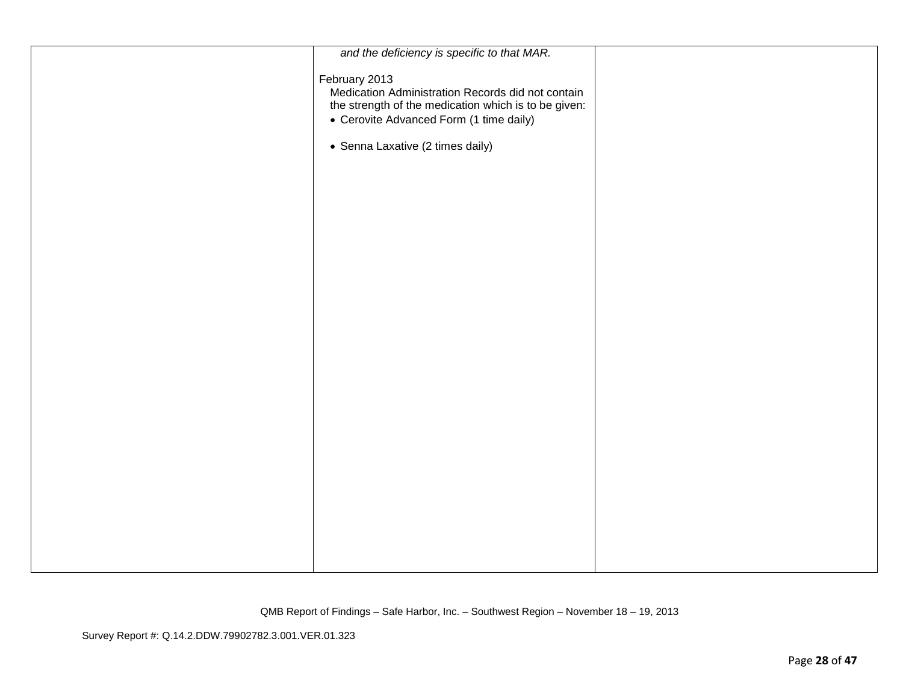| | | |
|---|---|---|
| | *and the deficiency is specific to that MAR.*<br><br>February 2013<br>Medication Administration Records did not contain the strength of the medication which is to be given:<br>• Cerovite Advanced Form (1 time daily)<br><br>• Senna Laxative (2 times daily) | |

QMB Report of Findings – Safe Harbor, Inc. – Southwest Region – November 18 – 19, 2013

Survey Report #: Q.14.2.DDW.79902782.3.001.VER.01.323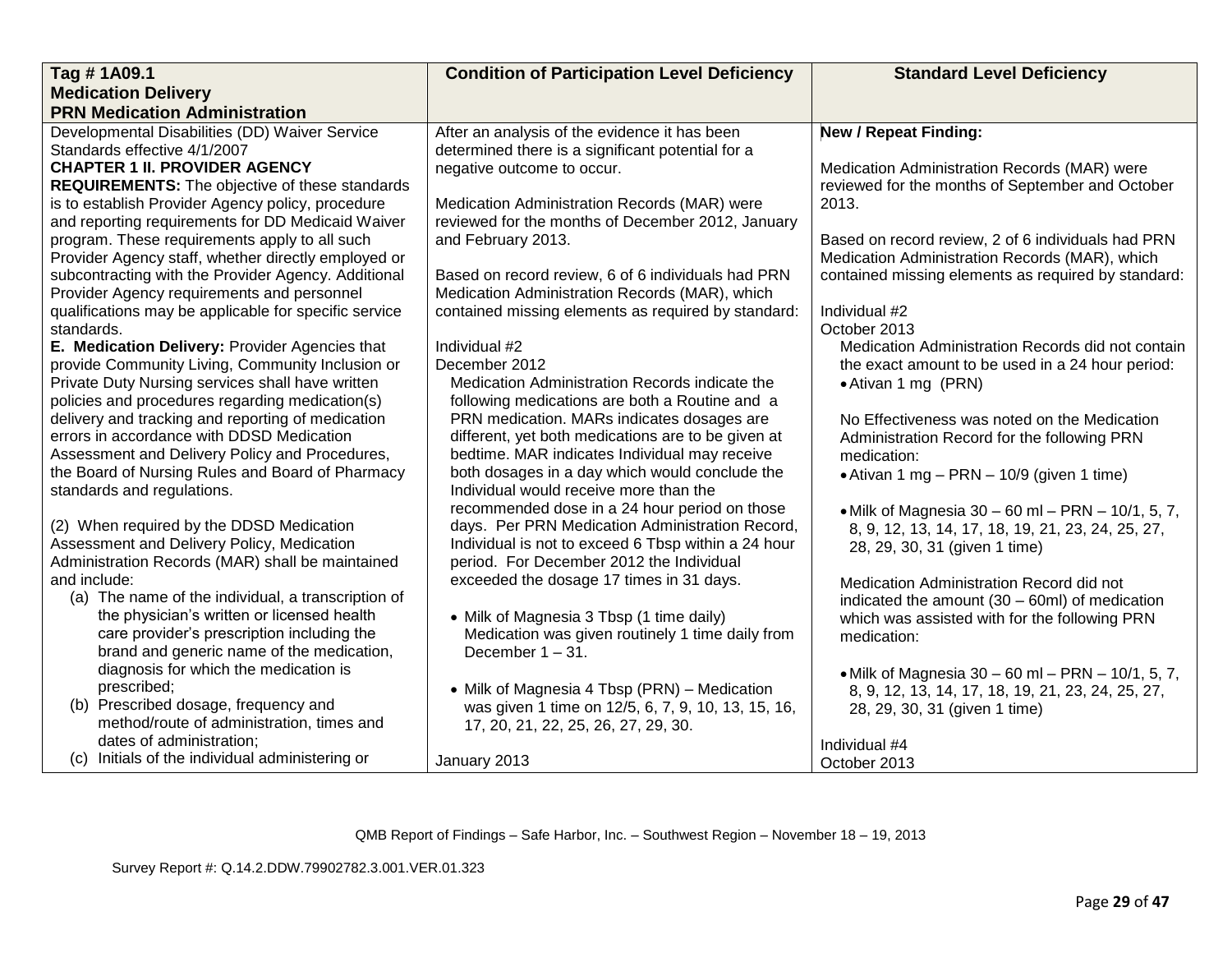| Tag # 1A09.1<br>**Medication Delivery**<br>**PRN Medication Administration** | Condition of Participation Level Deficiency | Standard Level Deficiency |
|---|---|---|
| Developmental Disabilities (DD) Waiver Service Standards effective 4/1/2007<br>**CHAPTER 1 II. PROVIDER AGENCY REQUIREMENTS:** The objective of these standards is to establish Provider Agency policy, procedure and reporting requirements for DD Medicaid Waiver program. These requirements apply to all such Provider Agency staff, whether directly employed or subcontracting with the Provider Agency. Additional Provider Agency requirements and personnel qualifications may be applicable for specific service standards.<br>**E. Medication Delivery:** Provider Agencies that provide Community Living, Community Inclusion or Private Duty Nursing services shall have written policies and procedures regarding medication(s) delivery and tracking and reporting of medication errors in accordance with DDSD Medication Assessment and Delivery Policy and Procedures, the Board of Nursing Rules and Board of Pharmacy standards and regulations.<br><br>(2) When required by the DDSD Medication Assessment and Delivery Policy, Medication Administration Records (MAR) shall be maintained and include:<br>(a) The name of the individual, a transcription of the physician's written or licensed health care provider's prescription including the brand and generic name of the medication, diagnosis for which the medication is prescribed;<br>(b) Prescribed dosage, frequency and method/route of administration, times and dates of administration;<br>(c) Initials of the individual administering or | After an analysis of the evidence it has been determined there is a significant potential for a negative outcome to occur.<br><br>Medication Administration Records (MAR) were reviewed for the months of December 2012, January and February 2013.<br><br>Based on record review, 6 of 6 individuals had PRN Medication Administration Records (MAR), which contained missing elements as required by standard:<br><br>Individual #2<br>December 2012<br>Medication Administration Records indicate the following medications are both a Routine and a PRN medication. MARs indicates dosages are different, yet both medications are to be given at bedtime. MAR indicates Individual may receive both dosages in a day which would conclude the Individual would receive more than the recommended dose in a 24 hour period on those days. Per PRN Medication Administration Record, Individual is not to exceed 6 Tbsp within a 24 hour period. For December 2012 the Individual exceeded the dosage 17 times in 31 days.<br><br>• Milk of Magnesia 3 Tbsp (1 time daily) Medication was given routinely 1 time daily from December 1 – 31.<br><br>• Milk of Magnesia 4 Tbsp (PRN) – Medication was given 1 time on 12/5, 6, 7, 9, 10, 13, 15, 16, 17, 20, 21, 22, 25, 26, 27, 29, 30.<br><br>January 2013 | **New / Repeat Finding:**<br><br>Medication Administration Records (MAR) were reviewed for the months of September and October 2013.<br><br>Based on record review, 2 of 6 individuals had PRN Medication Administration Records (MAR), which contained missing elements as required by standard:<br><br>Individual #2<br>October 2013<br>Medication Administration Records did not contain the exact amount to be used in a 24 hour period:<br>• Ativan 1 mg (PRN)<br><br>No Effectiveness was noted on the Medication Administration Record for the following PRN medication:<br>• Ativan 1 mg – PRN – 10/9 (given 1 time)<br><br>• Milk of Magnesia 30 – 60 ml – PRN – 10/1, 5, 7, 8, 9, 12, 13, 14, 17, 18, 19, 21, 23, 24, 25, 27, 28, 29, 30, 31 (given 1 time)<br><br>Medication Administration Record did not indicated the amount (30 – 60ml) of medication which was assisted with for the following PRN medication:<br><br>• Milk of Magnesia 30 – 60 ml – PRN – 10/1, 5, 7, 8, 9, 12, 13, 14, 17, 18, 19, 21, 23, 24, 25, 27, 28, 29, 30, 31 (given 1 time)<br><br>Individual #4<br>October 2013 |

QMB Report of Findings – Safe Harbor, Inc. – Southwest Region – November 18 – 19, 2013

Survey Report #: Q.14.2.DDW.79902782.3.001.VER.01.323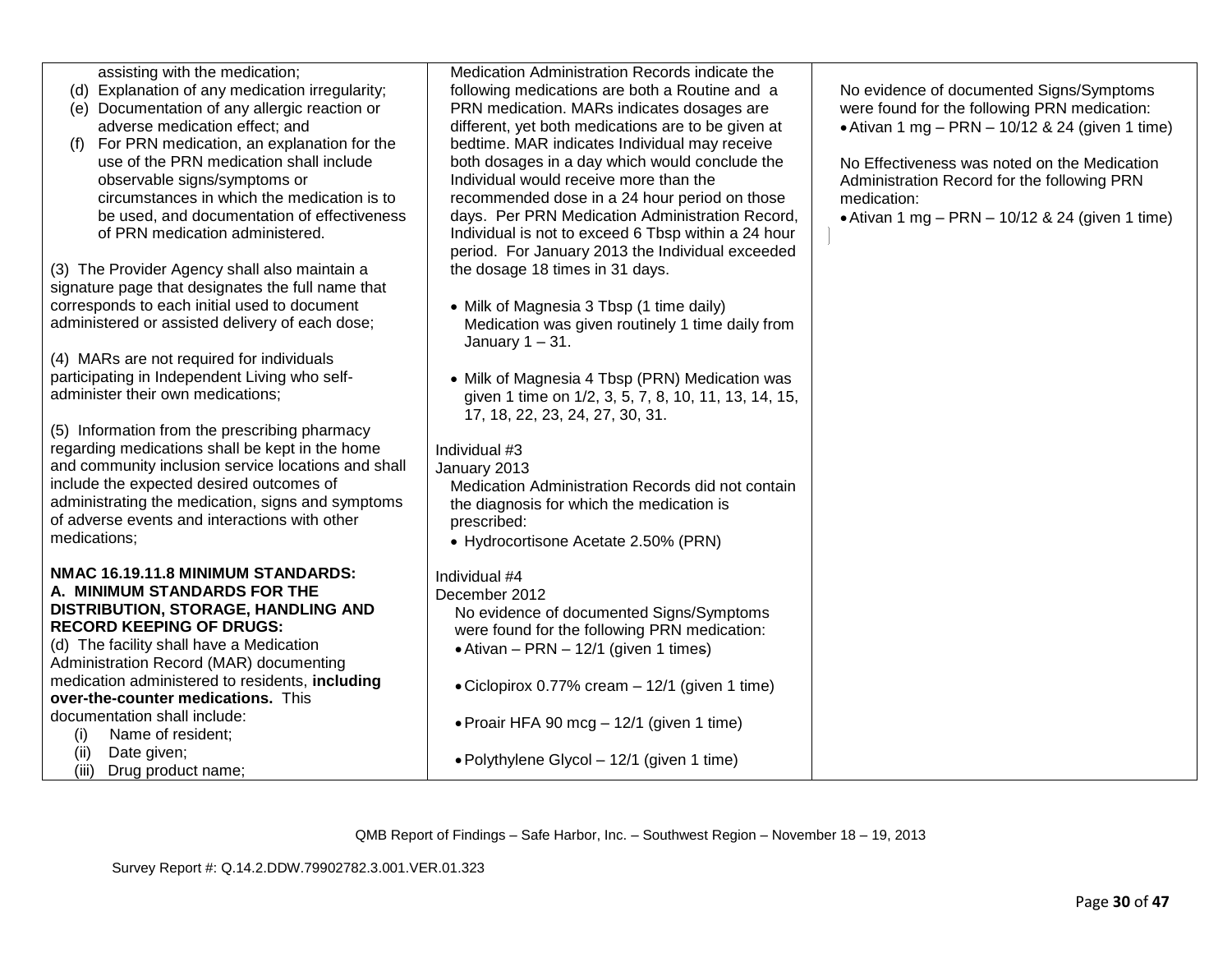| | | |
|---|---|---|
| assisting with the medication;<br>(d) Explanation of any medication irregularity;<br>(e) Documentation of any allergic reaction or adverse medication effect; and<br>(f) For PRN medication, an explanation for the use of the PRN medication shall include observable signs/symptoms or circumstances in which the medication is to be used, and documentation of effectiveness of PRN medication administered.<br><br>(3) The Provider Agency shall also maintain a signature page that designates the full name that corresponds to each initial used to document administered or assisted delivery of each dose;<br><br>(4) MARs are not required for individuals participating in Independent Living who self-administer their own medications;<br><br>(5) Information from the prescribing pharmacy regarding medications shall be kept in the home and community inclusion service locations and shall include the expected desired outcomes of administrating the medication, signs and symptoms of adverse events and interactions with other medications;<br><br>**NMAC 16.19.11.8 MINIMUM STANDARDS: A. MINIMUM STANDARDS FOR THE DISTRIBUTION, STORAGE, HANDLING AND RECORD KEEPING OF DRUGS:**<br>(d) The facility shall have a Medication Administration Record (MAR) documenting medication administered to residents, **including over-the-counter medications.** This documentation shall include:<br>(i) Name of resident;<br>(ii) Date given;<br>(iii) Drug product name; | Medication Administration Records indicate the following medications are both a Routine and a PRN medication. MARs indicates dosages are different, yet both medications are to be given at bedtime. MAR indicates Individual may receive both dosages in a day which would conclude the Individual would receive more than the recommended dose in a 24 hour period on those days. Per PRN Medication Administration Record, Individual is not to exceed 6 Tbsp within a 24 hour period. For January 2013 the Individual exceeded the dosage 18 times in 31 days.<br><br>• Milk of Magnesia 3 Tbsp (1 time daily) Medication was given routinely 1 time daily from January 1 – 31.<br><br>• Milk of Magnesia 4 Tbsp (PRN) Medication was given 1 time on 1/2, 3, 5, 7, 8, 10, 11, 13, 14, 15, 17, 18, 22, 23, 24, 27, 30, 31.<br><br>Individual #3<br>January 2013<br>Medication Administration Records did not contain the diagnosis for which the medication is prescribed:<br>• Hydrocortisone Acetate 2.50% (PRN)<br><br>Individual #4<br>December 2012<br>No evidence of documented Signs/Symptoms were found for the following PRN medication:<br>• Ativan – PRN – 12/1 (given 1 times)<br><br>• Ciclopirox 0.77% cream – 12/1 (given 1 time)<br><br>• Proair HFA 90 mcg – 12/1 (given 1 time)<br><br>• Polythylene Glycol – 12/1 (given 1 time) | No evidence of documented Signs/Symptoms were found for the following PRN medication:<br>• Ativan 1 mg – PRN – 10/12 & 24 (given 1 time)<br><br>No Effectiveness was noted on the Medication Administration Record for the following PRN medication:<br>• Ativan 1 mg – PRN – 10/12 & 24 (given 1 time) |

QMB Report of Findings – Safe Harbor, Inc. – Southwest Region – November 18 – 19, 2013

Survey Report #: Q.14.2.DDW.79902782.3.001.VER.01.323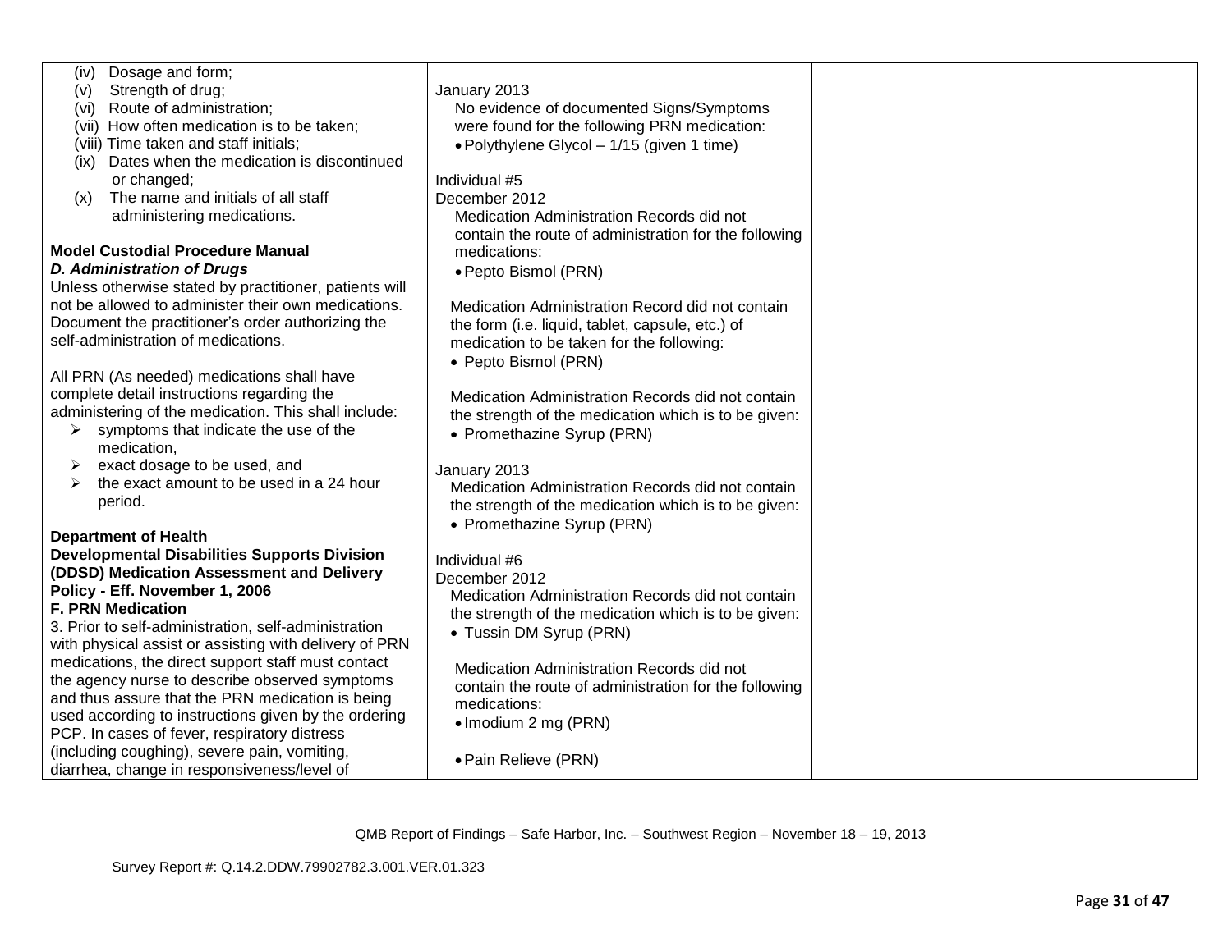| | | |
|---|---|---|
| (iv) Dosage and form;<br>(v) Strength of drug;<br>(vi) Route of administration;<br>(vii) How often medication is to be taken;<br>(viii) Time taken and staff initials;<br>(ix) Dates when the medication is discontinued or changed;<br>(x) The name and initials of all staff administering medications.<br><br>**Model Custodial Procedure Manual**<br>***D. Administration of Drugs***<br>Unless otherwise stated by practitioner, patients will not be allowed to administer their own medications. Document the practitioner's order authorizing the self-administration of medications.<br><br>All PRN (As needed) medications shall have complete detail instructions regarding the administering of the medication. This shall include:<br>➢ symptoms that indicate the use of the medication,<br>➢ exact dosage to be used, and<br>➢ the exact amount to be used in a 24 hour period.<br><br>**Department of Health Developmental Disabilities Supports Division (DDSD) Medication Assessment and Delivery Policy - Eff. November 1, 2006**<br>**F. PRN Medication**<br>3. Prior to self-administration, self-administration with physical assist or assisting with delivery of PRN medications, the direct support staff must contact the agency nurse to describe observed symptoms and thus assure that the PRN medication is being used according to instructions given by the ordering PCP. In cases of fever, respiratory distress (including coughing), severe pain, vomiting, diarrhea, change in responsiveness/level of | January 2013<br>No evidence of documented Signs/Symptoms were found for the following PRN medication:<br>• Polythylene Glycol – 1/15 (given 1 time)<br><br>Individual #5<br>December 2012<br>Medication Administration Records did not contain the route of administration for the following medications:<br>• Pepto Bismol (PRN)<br><br>Medication Administration Record did not contain the form (i.e. liquid, tablet, capsule, etc.) of medication to be taken for the following:<br>• Pepto Bismol (PRN)<br><br>Medication Administration Records did not contain the strength of the medication which is to be given:<br>• Promethazine Syrup (PRN)<br><br>January 2013<br>Medication Administration Records did not contain the strength of the medication which is to be given:<br>• Promethazine Syrup (PRN)<br><br>Individual #6<br>December 2012<br>Medication Administration Records did not contain the strength of the medication which is to be given:<br>• Tussin DM Syrup (PRN)<br><br>Medication Administration Records did not contain the route of administration for the following medications:<br>• Imodium 2 mg (PRN)<br><br>• Pain Relieve (PRN) | |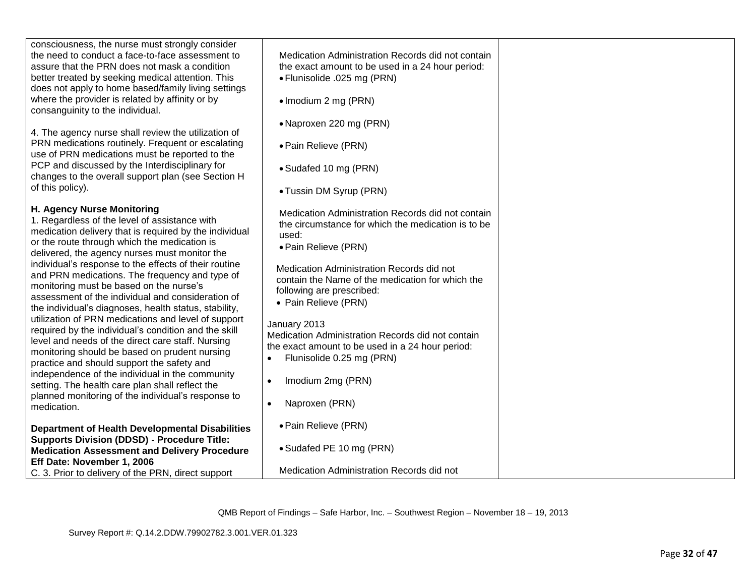| | | |
|---|---|---|
| consciousness, the nurse must strongly consider the need to conduct a face-to-face assessment to assure that the PRN does not mask a condition better treated by seeking medical attention. This does not apply to home based/family living settings where the provider is related by affinity or by consanguinity to the individual.<br><br>4. The agency nurse shall review the utilization of PRN medications routinely. Frequent or escalating use of PRN medications must be reported to the PCP and discussed by the Interdisciplinary for changes to the overall support plan (see Section H of this policy).<br><br>**H. Agency Nurse Monitoring**<br>1. Regardless of the level of assistance with medication delivery that is required by the individual or the route through which the medication is delivered, the agency nurses must monitor the individual's response to the effects of their routine and PRN medications. The frequency and type of monitoring must be based on the nurse's assessment of the individual and consideration of the individual's diagnoses, health status, stability, utilization of PRN medications and level of support required by the individual's condition and the skill level and needs of the direct care staff. Nursing monitoring should be based on prudent nursing practice and should support the safety and independence of the individual in the community setting. The health care plan shall reflect the planned monitoring of the individual's response to medication.<br><br>**Department of Health Developmental Disabilities Supports Division (DDSD) - Procedure Title: Medication Assessment and Delivery Procedure Eff Date: November 1, 2006**<br>C. 3. Prior to delivery of the PRN, direct support | Medication Administration Records did not contain the exact amount to be used in a 24 hour period:<br>• Flunisolide .025 mg (PRN)<br>• Imodium 2 mg (PRN)<br>• Naproxen 220 mg (PRN)<br>• Pain Relieve (PRN)<br>• Sudafed 10 mg (PRN)<br>• Tussin DM Syrup (PRN)<br><br>Medication Administration Records did not contain the circumstance for which the medication is to be used:<br>• Pain Relieve (PRN)<br><br>Medication Administration Records did not contain the Name of the medication for which the following are prescribed:<br>• Pain Relieve (PRN)<br><br>January 2013<br>Medication Administration Records did not contain the exact amount to be used in a 24 hour period:<br>• Flunisolide 0.25 mg (PRN)<br>• Imodium 2mg (PRN)<br>• Naproxen (PRN)<br>• Pain Relieve (PRN)<br>• Sudafed PE 10 mg (PRN)<br><br>Medication Administration Records did not | |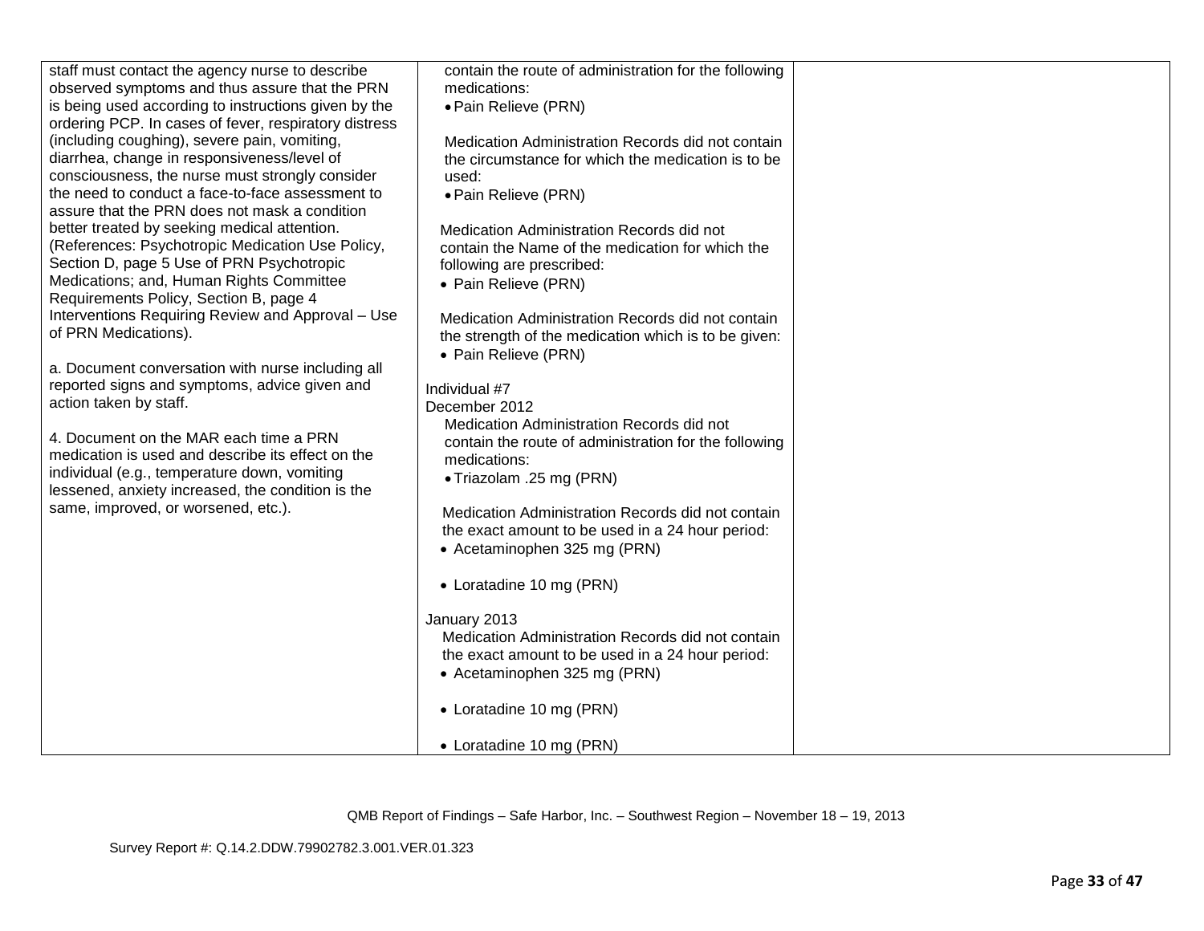| | | |
|---|---|---|
| staff must contact the agency nurse to describe observed symptoms and thus assure that the PRN is being used according to instructions given by the ordering PCP. In cases of fever, respiratory distress (including coughing), severe pain, vomiting, diarrhea, change in responsiveness/level of consciousness, the nurse must strongly consider the need to conduct a face-to-face assessment to assure that the PRN does not mask a condition better treated by seeking medical attention. (References: Psychotropic Medication Use Policy, Section D, page 5 Use of PRN Psychotropic Medications; and, Human Rights Committee Requirements Policy, Section B, page 4 Interventions Requiring Review and Approval – Use of PRN Medications).<br><br>a. Document conversation with nurse including all reported signs and symptoms, advice given and action taken by staff.<br><br>4. Document on the MAR each time a PRN medication is used and describe its effect on the individual (e.g., temperature down, vomiting lessened, anxiety increased, the condition is the same, improved, or worsened, etc.). | contain the route of administration for the following medications:<br>• Pain Relieve (PRN)<br><br>Medication Administration Records did not contain the circumstance for which the medication is to be used:<br>• Pain Relieve (PRN)<br><br>Medication Administration Records did not contain the Name of the medication for which the following are prescribed:<br>• Pain Relieve (PRN)<br><br>Medication Administration Records did not contain the strength of the medication which is to be given:<br>• Pain Relieve (PRN)<br><br>Individual #7<br>December 2012<br>Medication Administration Records did not contain the route of administration for the following medications:<br>• Triazolam .25 mg (PRN)<br><br>Medication Administration Records did not contain the exact amount to be used in a 24 hour period:<br>• Acetaminophen 325 mg (PRN)<br><br>• Loratadine 10 mg (PRN)<br><br>January 2013<br>Medication Administration Records did not contain the exact amount to be used in a 24 hour period:<br>• Acetaminophen 325 mg (PRN)<br><br>• Loratadine 10 mg (PRN)<br><br>• Loratadine 10 mg (PRN) | |

QMB Report of Findings – Safe Harbor, Inc. – Southwest Region – November 18 – 19, 2013

Survey Report #: Q.14.2.DDW.79902782.3.001.VER.01.323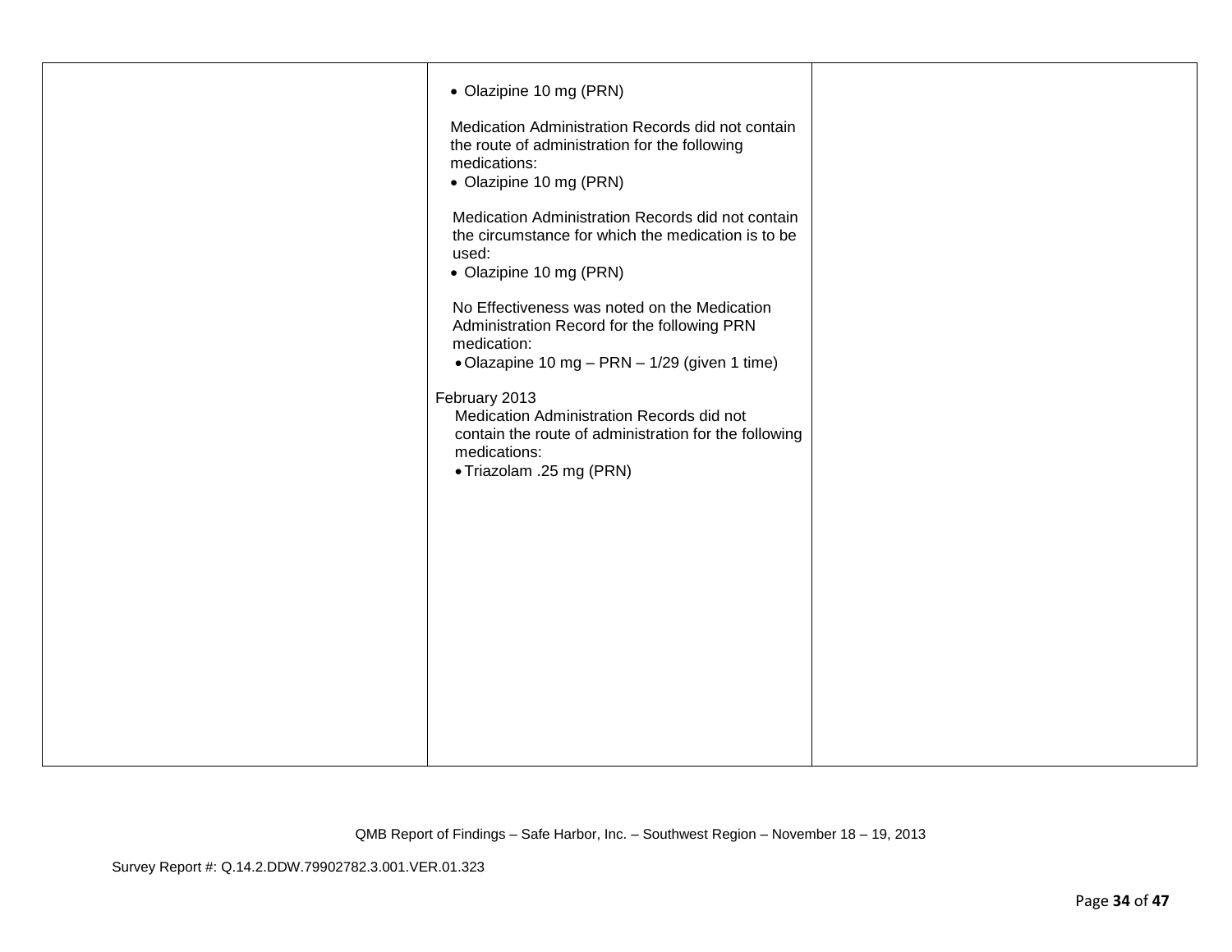|  |  |  |
|---|---|---|
|  | • Olazipine 10 mg (PRN)<br><br>Medication Administration Records did not contain the route of administration for the following medications:<br>• Olazipine 10 mg (PRN)<br><br>Medication Administration Records did not contain the circumstance for which the medication is to be used:<br>• Olazipine 10 mg (PRN)<br><br>No Effectiveness was noted on the Medication Administration Record for the following PRN medication:<br>• Olazapine 10 mg – PRN – 1/29 (given 1 time)<br><br>February 2013<br>Medication Administration Records did not contain the route of administration for the following medications:<br>• Triazolam .25 mg (PRN) |  |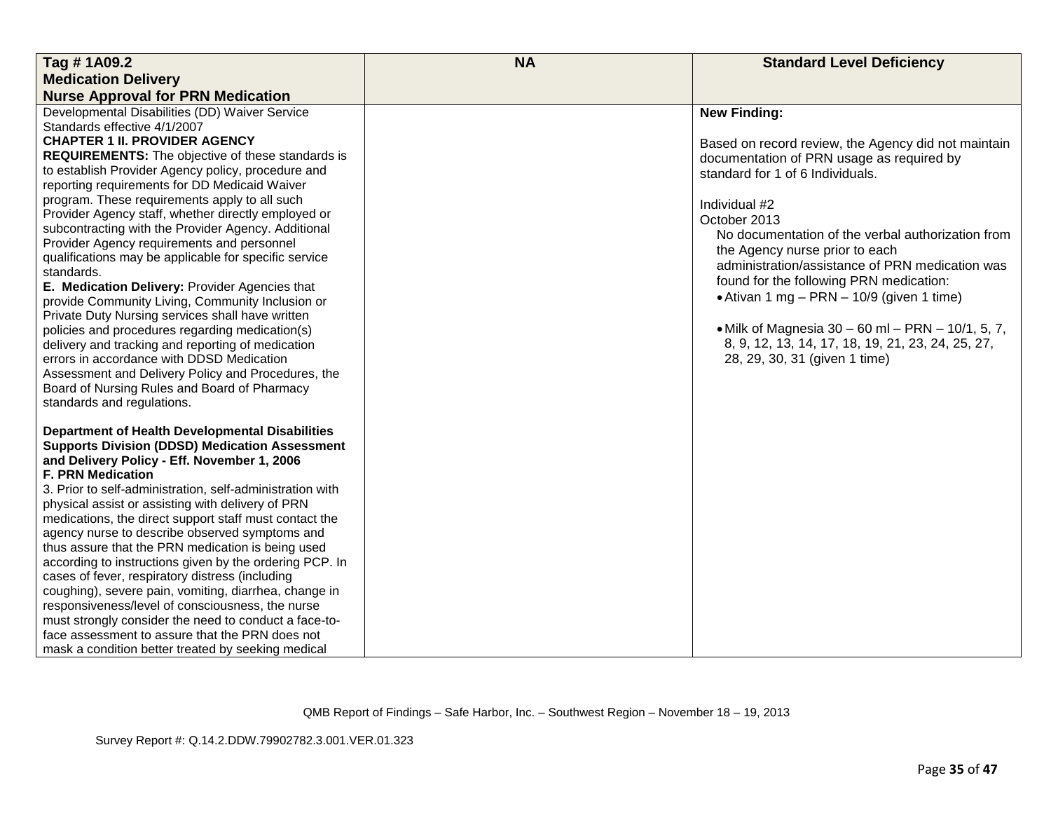| Tag # 1A09.2<br>**Medication Delivery**<br>**Nurse Approval for PRN Medication** | NA | Standard Level Deficiency |
|---|---|---|
| Developmental Disabilities (DD) Waiver Service Standards effective 4/1/2007<br>**CHAPTER 1 II. PROVIDER AGENCY REQUIREMENTS:** The objective of these standards is to establish Provider Agency policy, procedure and reporting requirements for DD Medicaid Waiver program. These requirements apply to all such Provider Agency staff, whether directly employed or subcontracting with the Provider Agency. Additional Provider Agency requirements and personnel qualifications may be applicable for specific service standards.<br>**E. Medication Delivery:** Provider Agencies that provide Community Living, Community Inclusion or Private Duty Nursing services shall have written policies and procedures regarding medication(s) delivery and tracking and reporting of medication errors in accordance with DDSD Medication Assessment and Delivery Policy and Procedures, the Board of Nursing Rules and Board of Pharmacy standards and regulations.<br><br>**Department of Health Developmental Disabilities Supports Division (DDSD) Medication Assessment and Delivery Policy - Eff. November 1, 2006**<br>**F. PRN Medication**<br>3. Prior to self-administration, self-administration with physical assist or assisting with delivery of PRN medications, the direct support staff must contact the agency nurse to describe observed symptoms and thus assure that the PRN medication is being used according to instructions given by the ordering PCP. In cases of fever, respiratory distress (including coughing), severe pain, vomiting, diarrhea, change in responsiveness/level of consciousness, the nurse must strongly consider the need to conduct a face-to-face assessment to assure that the PRN does not mask a condition better treated by seeking medical | | **New Finding:**<br><br>Based on record review, the Agency did not maintain documentation of PRN usage as required by standard for 1 of 6 Individuals.<br><br>Individual #2<br>October 2013<br>No documentation of the verbal authorization from the Agency nurse prior to each administration/assistance of PRN medication was found for the following PRN medication:<br>• Ativan 1 mg – PRN – 10/9 (given 1 time)<br><br>• Milk of Magnesia 30 – 60 ml – PRN – 10/1, 5, 7, 8, 9, 12, 13, 14, 17, 18, 19, 21, 23, 24, 25, 27, 28, 29, 30, 31 (given 1 time) |

QMB Report of Findings – Safe Harbor, Inc. – Southwest Region – November 18 – 19, 2013

Survey Report #: Q.14.2.DDW.79902782.3.001.VER.01.323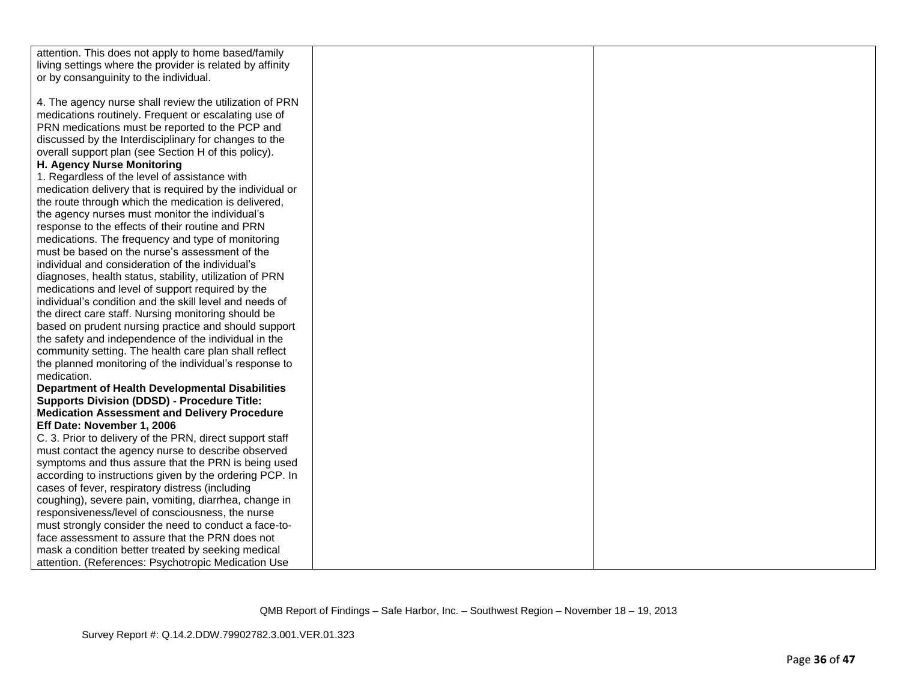| | | |
|---|---|---|
| attention. This does not apply to home based/family living settings where the provider is related by affinity or by consanguinity to the individual.<br><br>4. The agency nurse shall review the utilization of PRN medications routinely. Frequent or escalating use of PRN medications must be reported to the PCP and discussed by the Interdisciplinary for changes to the overall support plan (see Section H of this policy).<br>**H. Agency Nurse Monitoring**<br>1. Regardless of the level of assistance with medication delivery that is required by the individual or the route through which the medication is delivered, the agency nurses must monitor the individual's response to the effects of their routine and PRN medications. The frequency and type of monitoring must be based on the nurse's assessment of the individual and consideration of the individual's diagnoses, health status, stability, utilization of PRN medications and level of support required by the individual's condition and the skill level and needs of the direct care staff. Nursing monitoring should be based on prudent nursing practice and should support the safety and independence of the individual in the community setting. The health care plan shall reflect the planned monitoring of the individual's response to medication.<br>**Department of Health Developmental Disabilities Supports Division (DDSD) - Procedure Title: Medication Assessment and Delivery Procedure Eff Date: November 1, 2006**<br>C. 3. Prior to delivery of the PRN, direct support staff must contact the agency nurse to describe observed symptoms and thus assure that the PRN is being used according to instructions given by the ordering PCP. In cases of fever, respiratory distress (including coughing), severe pain, vomiting, diarrhea, change in responsiveness/level of consciousness, the nurse must strongly consider the need to conduct a face-to-face assessment to assure that the PRN does not mask a condition better treated by seeking medical attention. (References: Psychotropic Medication Use | | |

QMB Report of Findings – Safe Harbor, Inc. – Southwest Region – November 18 – 19, 2013

Survey Report #: Q.14.2.DDW.79902782.3.001.VER.01.323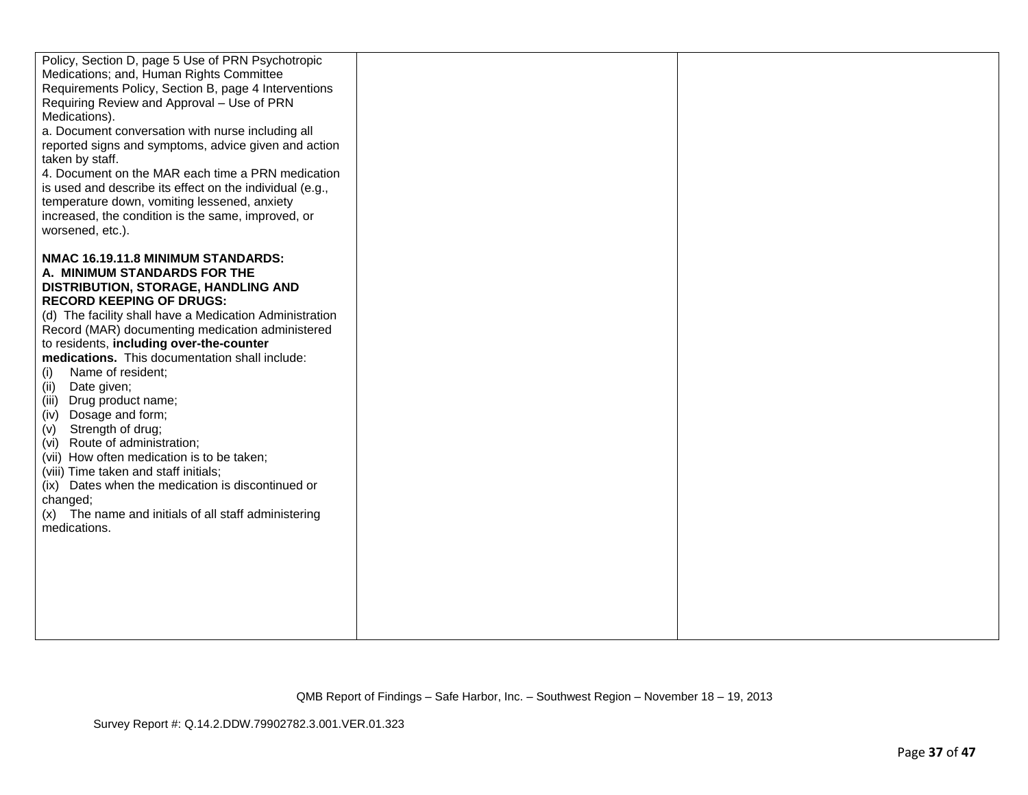| | | |
|---|---|---|
| Policy, Section D, page 5 Use of PRN Psychotropic Medications; and, Human Rights Committee Requirements Policy, Section B, page 4 Interventions Requiring Review and Approval – Use of PRN Medications).<br>a. Document conversation with nurse including all reported signs and symptoms, advice given and action taken by staff.<br>4. Document on the MAR each time a PRN medication is used and describe its effect on the individual (e.g., temperature down, vomiting lessened, anxiety increased, the condition is the same, improved, or worsened, etc.).<br><br>**NMAC 16.19.11.8 MINIMUM STANDARDS:**<br>**A. MINIMUM STANDARDS FOR THE DISTRIBUTION, STORAGE, HANDLING AND RECORD KEEPING OF DRUGS:**<br>(d) The facility shall have a Medication Administration Record (MAR) documenting medication administered to residents, **including over-the-counter medications.** This documentation shall include:<br>(i) Name of resident;<br>(ii) Date given;<br>(iii) Drug product name;<br>(iv) Dosage and form;<br>(v) Strength of drug;<br>(vi) Route of administration;<br>(vii) How often medication is to be taken;<br>(viii) Time taken and staff initials;<br>(ix) Dates when the medication is discontinued or changed;<br>(x) The name and initials of all staff administering medications. | | |

QMB Report of Findings – Safe Harbor, Inc. – Southwest Region – November 18 – 19, 2013

Survey Report #: Q.14.2.DDW.79902782.3.001.VER.01.323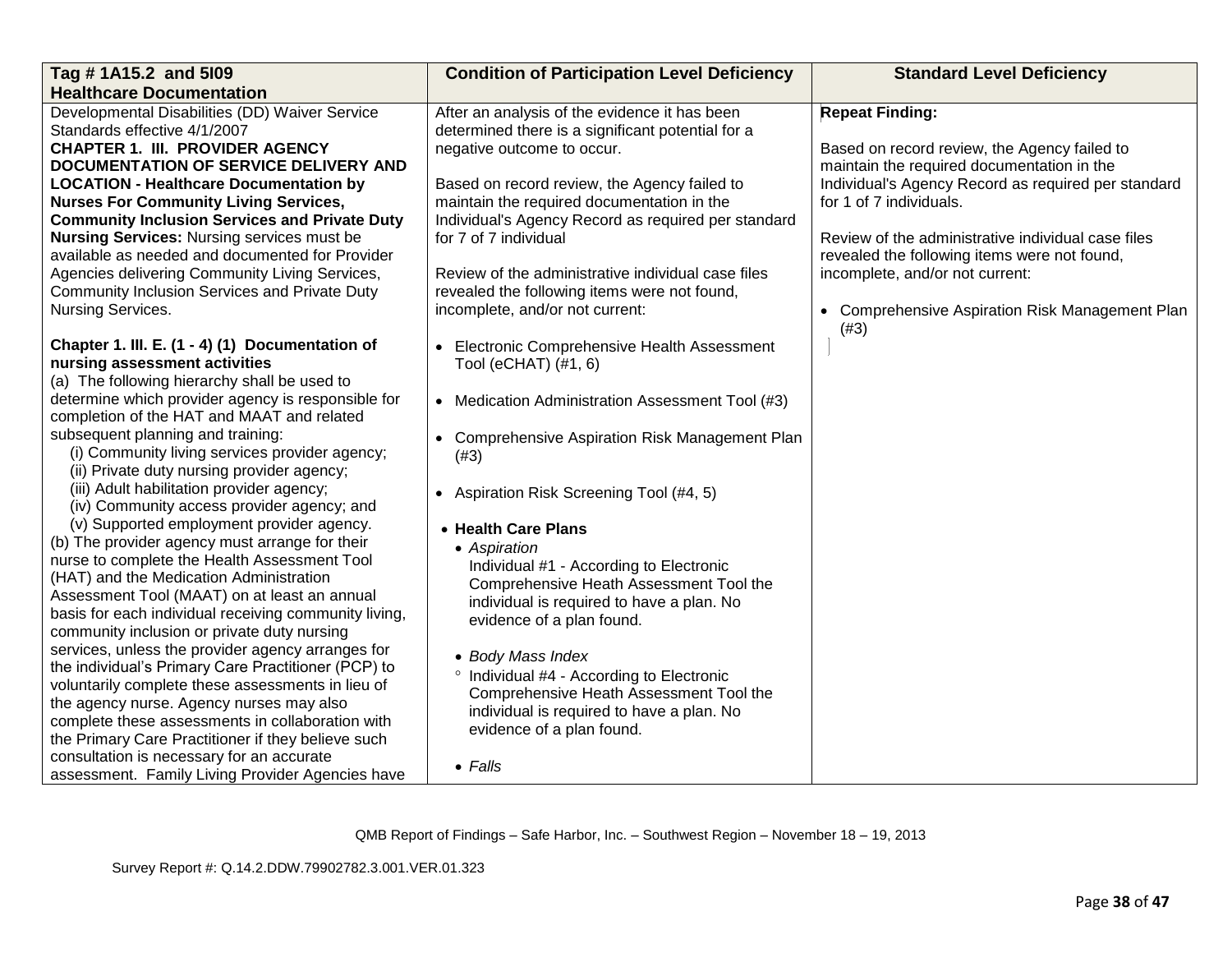| Tag # 1A15.2 and 5I09 Healthcare Documentation | Condition of Participation Level Deficiency | Standard Level Deficiency |
|---|---|---|
| Developmental Disabilities (DD) Waiver Service Standards effective 4/1/2007<br>**CHAPTER 1. III. PROVIDER AGENCY DOCUMENTATION OF SERVICE DELIVERY AND LOCATION - Healthcare Documentation by Nurses For Community Living Services, Community Inclusion Services and Private Duty Nursing Services:** Nursing services must be available as needed and documented for Provider Agencies delivering Community Living Services, Community Inclusion Services and Private Duty Nursing Services.<br><br>**Chapter 1. III. E. (1 - 4) (1) Documentation of nursing assessment activities**<br>(a) The following hierarchy shall be used to determine which provider agency is responsible for completion of the HAT and MAAT and related subsequent planning and training:<br>(i) Community living services provider agency;<br>(ii) Private duty nursing provider agency;<br>(iii) Adult habilitation provider agency;<br>(iv) Community access provider agency; and<br>(v) Supported employment provider agency.<br>(b) The provider agency must arrange for their nurse to complete the Health Assessment Tool (HAT) and the Medication Administration Assessment Tool (MAAT) on at least an annual basis for each individual receiving community living, community inclusion or private duty nursing services, unless the provider agency arranges for the individual's Primary Care Practitioner (PCP) to voluntarily complete these assessments in lieu of the agency nurse. Agency nurses may also complete these assessments in collaboration with the Primary Care Practitioner if they believe such consultation is necessary for an accurate assessment. Family Living Provider Agencies have | After an analysis of the evidence it has been determined there is a significant potential for a negative outcome to occur.<br><br>Based on record review, the Agency failed to maintain the required documentation in the Individual's Agency Record as required per standard for 7 of 7 individual<br><br>Review of the administrative individual case files revealed the following items were not found, incomplete, and/or not current:<br><br>• Electronic Comprehensive Health Assessment Tool (eCHAT) (#1, 6)<br><br>• Medication Administration Assessment Tool (#3)<br><br>• Comprehensive Aspiration Risk Management Plan (#3)<br><br>• Aspiration Risk Screening Tool (#4, 5)<br><br>• **Health Care Plans**<br>• *Aspiration*<br>Individual #1 - According to Electronic Comprehensive Heath Assessment Tool the individual is required to have a plan. No evidence of a plan found.<br><br>• *Body Mass Index*<br>° Individual #4 - According to Electronic Comprehensive Heath Assessment Tool the individual is required to have a plan. No evidence of a plan found.<br><br>• *Falls* | **Repeat Finding:**<br><br>Based on record review, the Agency failed to maintain the required documentation in the Individual's Agency Record as required per standard for 1 of 7 individuals.<br><br>Review of the administrative individual case files revealed the following items were not found, incomplete, and/or not current:<br><br>• Comprehensive Aspiration Risk Management Plan (#3) |

QMB Report of Findings – Safe Harbor, Inc. – Southwest Region – November 18 – 19, 2013

Survey Report #: Q.14.2.DDW.79902782.3.001.VER.01.323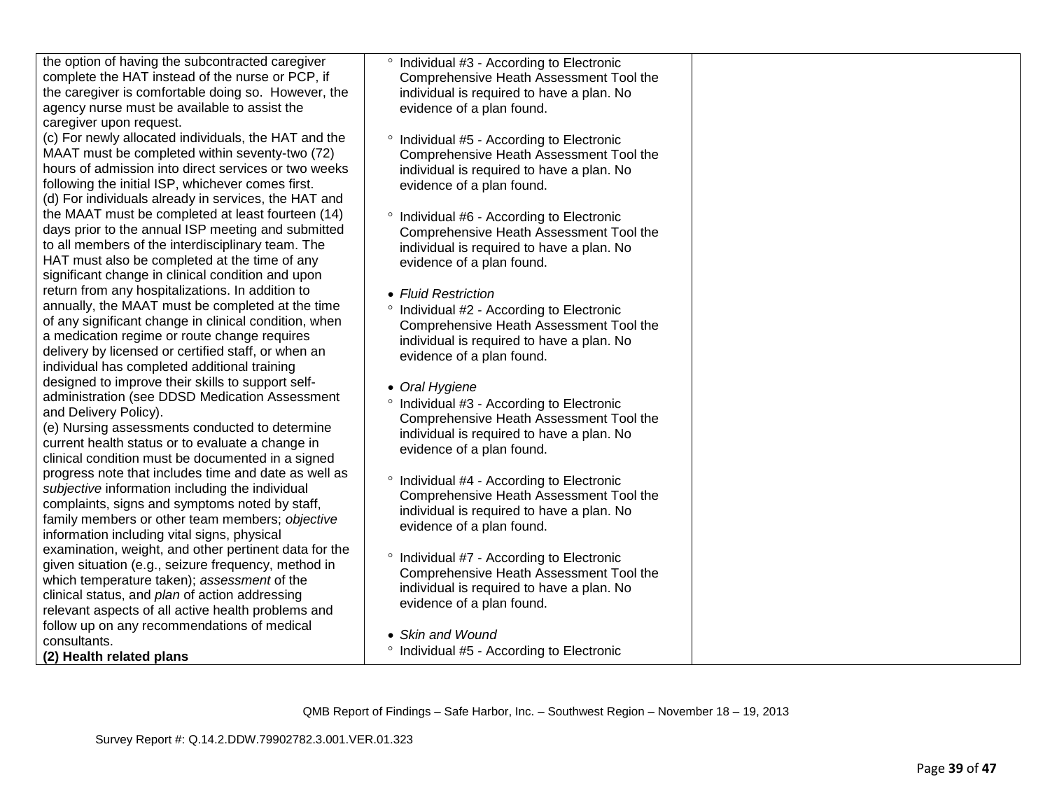| | | |
|---|---|---|
| the option of having the subcontracted caregiver complete the HAT instead of the nurse or PCP, if the caregiver is comfortable doing so. However, the agency nurse must be available to assist the caregiver upon request.<br>(c) For newly allocated individuals, the HAT and the MAAT must be completed within seventy-two (72) hours of admission into direct services or two weeks following the initial ISP, whichever comes first.<br>(d) For individuals already in services, the HAT and the MAAT must be completed at least fourteen (14) days prior to the annual ISP meeting and submitted to all members of the interdisciplinary team. The HAT must also be completed at the time of any significant change in clinical condition and upon return from any hospitalizations. In addition to annually, the MAAT must be completed at the time of any significant change in clinical condition, when a medication regime or route change requires delivery by licensed or certified staff, or when an individual has completed additional training designed to improve their skills to support self-administration (see DDSD Medication Assessment and Delivery Policy).<br>(e) Nursing assessments conducted to determine current health status or to evaluate a change in clinical condition must be documented in a signed progress note that includes time and date as well as *subjective* information including the individual complaints, signs and symptoms noted by staff, family members or other team members; *objective* information including vital signs, physical examination, weight, and other pertinent data for the given situation (e.g., seizure frequency, method in which temperature taken); *assessment* of the clinical status, and *plan* of action addressing relevant aspects of all active health problems and follow up on any recommendations of medical consultants.<br>**(2) Health related plans** | ° Individual #3 - According to Electronic Comprehensive Heath Assessment Tool the individual is required to have a plan. No evidence of a plan found.<br><br>° Individual #5 - According to Electronic Comprehensive Heath Assessment Tool the individual is required to have a plan. No evidence of a plan found.<br><br>° Individual #6 - According to Electronic Comprehensive Heath Assessment Tool the individual is required to have a plan. No evidence of a plan found.<br><br>• *Fluid Restriction*<br>° Individual #2 - According to Electronic Comprehensive Heath Assessment Tool the individual is required to have a plan. No evidence of a plan found.<br><br>• *Oral Hygiene*<br>° Individual #3 - According to Electronic Comprehensive Heath Assessment Tool the individual is required to have a plan. No evidence of a plan found.<br><br>° Individual #4 - According to Electronic Comprehensive Heath Assessment Tool the individual is required to have a plan. No evidence of a plan found.<br><br>° Individual #7 - According to Electronic Comprehensive Heath Assessment Tool the individual is required to have a plan. No evidence of a plan found.<br><br>• *Skin and Wound*<br>° Individual #5 - According to Electronic | |

QMB Report of Findings – Safe Harbor, Inc. – Southwest Region – November 18 – 19, 2013

Survey Report #: Q.14.2.DDW.79902782.3.001.VER.01.323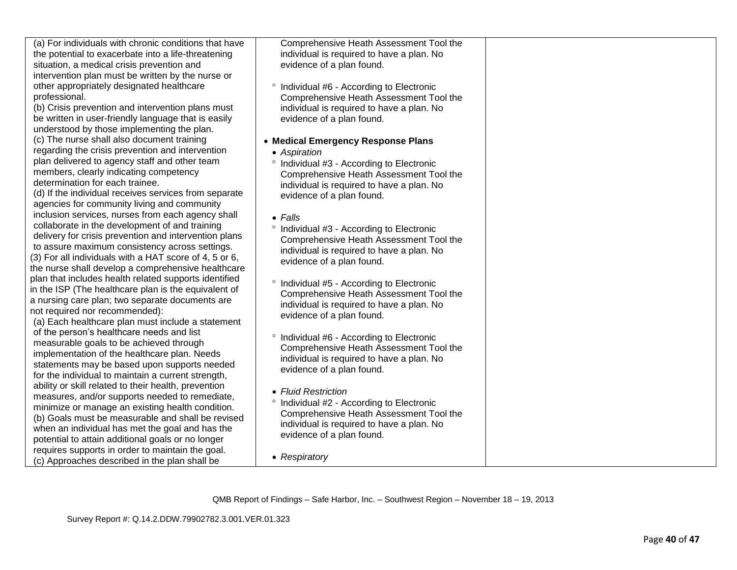| | | |
|---|---|---|
| (a) For individuals with chronic conditions that have the potential to exacerbate into a life-threatening situation, a medical crisis prevention and intervention plan must be written by the nurse or other appropriately designated healthcare professional.<br>(b) Crisis prevention and intervention plans must be written in user-friendly language that is easily understood by those implementing the plan.<br>(c) The nurse shall also document training regarding the crisis prevention and intervention plan delivered to agency staff and other team members, clearly indicating competency determination for each trainee.<br>(d) If the individual receives services from separate agencies for community living and community inclusion services, nurses from each agency shall collaborate in the development of and training delivery for crisis prevention and intervention plans to assure maximum consistency across settings.<br>(3) For all individuals with a HAT score of 4, 5 or 6, the nurse shall develop a comprehensive healthcare plan that includes health related supports identified in the ISP (The healthcare plan is the equivalent of a nursing care plan; two separate documents are not required nor recommended):<br>(a) Each healthcare plan must include a statement of the person's healthcare needs and list measurable goals to be achieved through implementation of the healthcare plan. Needs statements may be based upon supports needed for the individual to maintain a current strength, ability or skill related to their health, prevention measures, and/or supports needed to remediate, minimize or manage an existing health condition.<br>(b) Goals must be measurable and shall be revised when an individual has met the goal and has the potential to attain additional goals or no longer requires supports in order to maintain the goal.<br>(c) Approaches described in the plan shall be | Comprehensive Heath Assessment Tool the individual is required to have a plan. No evidence of a plan found.<br><br>° Individual #6 - According to Electronic Comprehensive Heath Assessment Tool the individual is required to have a plan. No evidence of a plan found.<br><br>• **Medical Emergency Response Plans**<br>• *Aspiration*<br>° Individual #3 - According to Electronic Comprehensive Heath Assessment Tool the individual is required to have a plan. No evidence of a plan found.<br><br>• *Falls*<br>° Individual #3 - According to Electronic Comprehensive Heath Assessment Tool the individual is required to have a plan. No evidence of a plan found.<br><br>° Individual #5 - According to Electronic Comprehensive Heath Assessment Tool the individual is required to have a plan. No evidence of a plan found.<br><br>° Individual #6 - According to Electronic Comprehensive Heath Assessment Tool the individual is required to have a plan. No evidence of a plan found.<br><br>• *Fluid Restriction*<br>° Individual #2 - According to Electronic Comprehensive Heath Assessment Tool the individual is required to have a plan. No evidence of a plan found.<br><br>• *Respiratory* | |

QMB Report of Findings – Safe Harbor, Inc. – Southwest Region – November 18 – 19, 2013

Survey Report #: Q.14.2.DDW.79902782.3.001.VER.01.323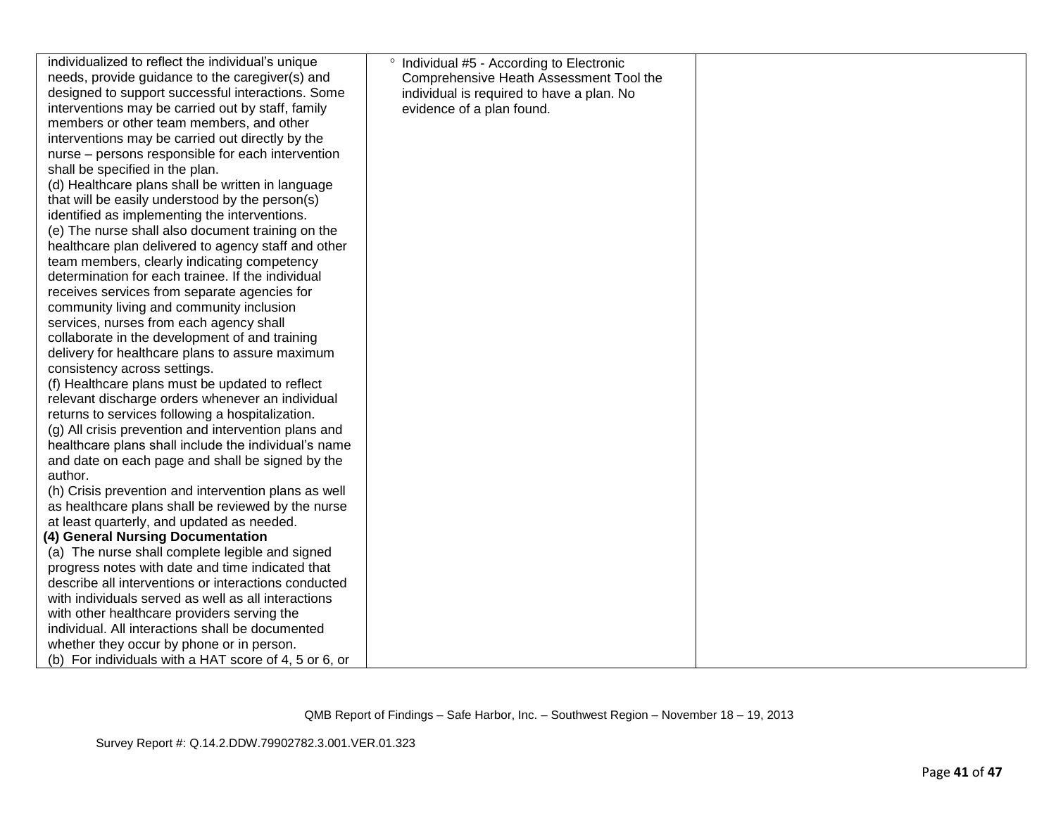| | | |
|---|---|---|
| individualized to reflect the individual's unique needs, provide guidance to the caregiver(s) and designed to support successful interactions. Some interventions may be carried out by staff, family members or other team members, and other interventions may be carried out directly by the nurse – persons responsible for each intervention shall be specified in the plan.<br>(d) Healthcare plans shall be written in language that will be easily understood by the person(s) identified as implementing the interventions.<br>(e) The nurse shall also document training on the healthcare plan delivered to agency staff and other team members, clearly indicating competency determination for each trainee. If the individual receives services from separate agencies for community living and community inclusion services, nurses from each agency shall collaborate in the development of and training delivery for healthcare plans to assure maximum consistency across settings.<br>(f) Healthcare plans must be updated to reflect relevant discharge orders whenever an individual returns to services following a hospitalization.<br>(g) All crisis prevention and intervention plans and healthcare plans shall include the individual's name and date on each page and shall be signed by the author.<br>(h) Crisis prevention and intervention plans as well as healthcare plans shall be reviewed by the nurse at least quarterly, and updated as needed.<br>**(4) General Nursing Documentation**<br>(a) The nurse shall complete legible and signed progress notes with date and time indicated that describe all interventions or interactions conducted with individuals served as well as all interactions with other healthcare providers serving the individual. All interactions shall be documented whether they occur by phone or in person.<br>(b) For individuals with a HAT score of 4, 5 or 6, or | ° Individual #5 - According to Electronic Comprehensive Heath Assessment Tool the individual is required to have a plan. No evidence of a plan found. | |

QMB Report of Findings – Safe Harbor, Inc. – Southwest Region – November 18 – 19, 2013

Survey Report #: Q.14.2.DDW.79902782.3.001.VER.01.323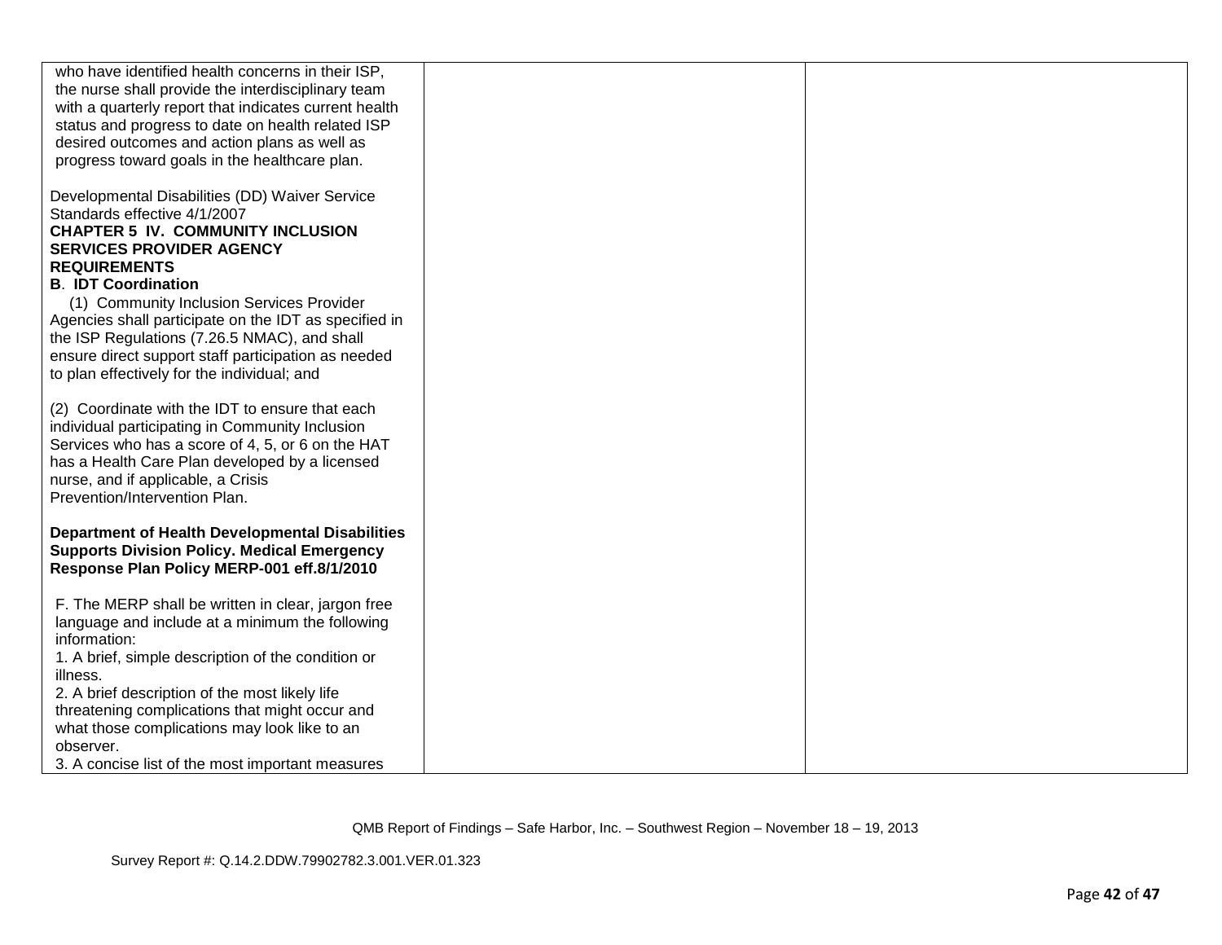| | | |
|---|---|---|
| who have identified health concerns in their ISP, the nurse shall provide the interdisciplinary team with a quarterly report that indicates current health status and progress to date on health related ISP desired outcomes and action plans as well as progress toward goals in the healthcare plan.<br><br>Developmental Disabilities (DD) Waiver Service Standards effective 4/1/2007<br>**CHAPTER 5 IV. COMMUNITY INCLUSION SERVICES PROVIDER AGENCY REQUIREMENTS**<br>**B. IDT Coordination**<br>(1) Community Inclusion Services Provider Agencies shall participate on the IDT as specified in the ISP Regulations (7.26.5 NMAC), and shall ensure direct support staff participation as needed to plan effectively for the individual; and<br><br>(2) Coordinate with the IDT to ensure that each individual participating in Community Inclusion Services who has a score of 4, 5, or 6 on the HAT has a Health Care Plan developed by a licensed nurse, and if applicable, a Crisis Prevention/Intervention Plan.<br><br>**Department of Health Developmental Disabilities Supports Division Policy. Medical Emergency Response Plan Policy MERP-001 eff.8/1/2010**<br><br>F. The MERP shall be written in clear, jargon free language and include at a minimum the following information:<br>1. A brief, simple description of the condition or illness.<br>2. A brief description of the most likely life threatening complications that might occur and what those complications may look like to an observer.<br>3. A concise list of the most important measures | | |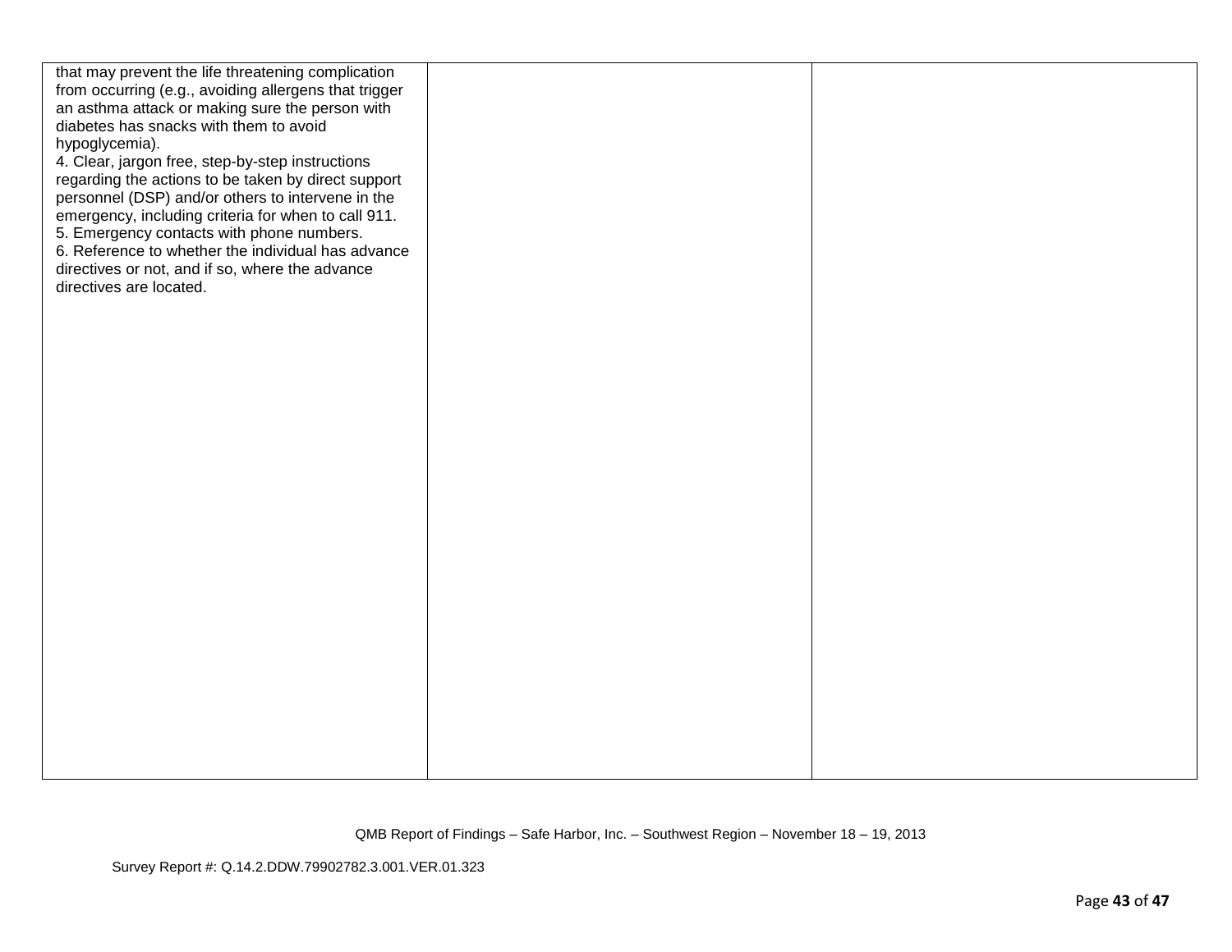| | | |
|---|---|---|
| that may prevent the life threatening complication from occurring (e.g., avoiding allergens that trigger an asthma attack or making sure the person with diabetes has snacks with them to avoid hypoglycemia).<br>4. Clear, jargon free, step-by-step instructions regarding the actions to be taken by direct support personnel (DSP) and/or others to intervene in the emergency, including criteria for when to call 911.<br>5. Emergency contacts with phone numbers.<br>6. Reference to whether the individual has advance directives or not, and if so, where the advance directives are located. | | |

QMB Report of Findings – Safe Harbor, Inc. – Southwest Region – November 18 – 19, 2013

Survey Report #: Q.14.2.DDW.79902782.3.001.VER.01.323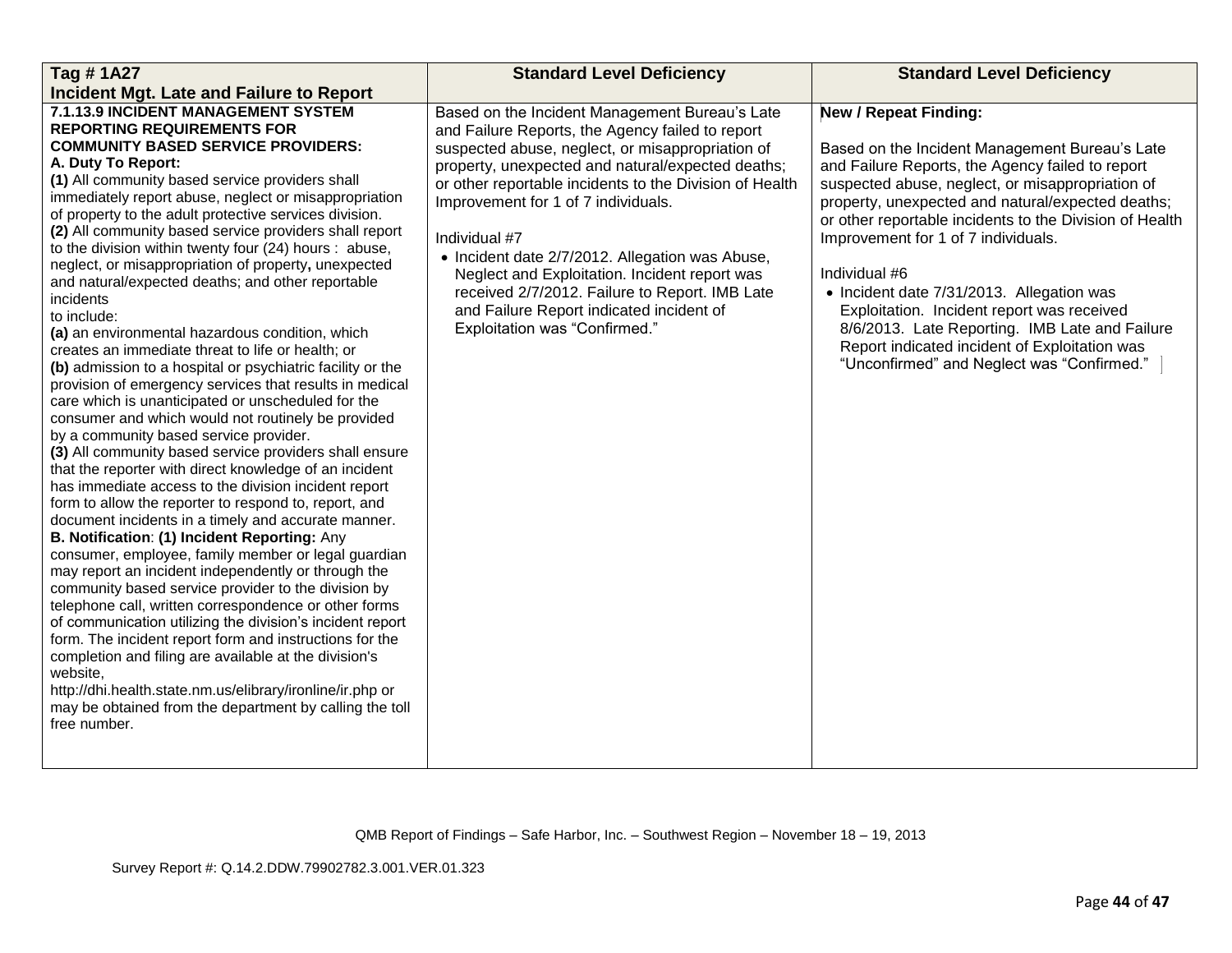| Tag # 1A27<br>Incident Mgt. Late and Failure to Report | Standard Level Deficiency | Standard Level Deficiency |
|---|---|---|
| **7.1.13.9 INCIDENT MANAGEMENT SYSTEM REPORTING REQUIREMENTS FOR COMMUNITY BASED SERVICE PROVIDERS:**<br>**A. Duty To Report:**<br>**(1)** All community based service providers shall immediately report abuse, neglect or misappropriation of property to the adult protective services division.<br>**(2)** All community based service providers shall report to the division within twenty four (24) hours : abuse, neglect, or misappropriation of property**,** unexpected and natural/expected deaths; and other reportable incidents<br>to include:<br>**(a)** an environmental hazardous condition, which creates an immediate threat to life or health; or<br>**(b)** admission to a hospital or psychiatric facility or the provision of emergency services that results in medical care which is unanticipated or unscheduled for the consumer and which would not routinely be provided by a community based service provider.<br>**(3)** All community based service providers shall ensure that the reporter with direct knowledge of an incident has immediate access to the division incident report form to allow the reporter to respond to, report, and document incidents in a timely and accurate manner.<br>**B. Notification**: **(1) Incident Reporting:** Any consumer, employee, family member or legal guardian may report an incident independently or through the community based service provider to the division by telephone call, written correspondence or other forms of communication utilizing the division's incident report form. The incident report form and instructions for the completion and filing are available at the division's website,<br>http://dhi.health.state.nm.us/elibrary/ironline/ir.php or may be obtained from the department by calling the toll free number. | Based on the Incident Management Bureau's Late and Failure Reports, the Agency failed to report suspected abuse, neglect, or misappropriation of property, unexpected and natural/expected deaths; or other reportable incidents to the Division of Health Improvement for 1 of 7 individuals.<br><br>Individual #7<br>• Incident date 2/7/2012. Allegation was Abuse, Neglect and Exploitation. Incident report was received 2/7/2012. Failure to Report. IMB Late and Failure Report indicated incident of Exploitation was "Confirmed." | **New / Repeat Finding:**<br><br>Based on the Incident Management Bureau's Late and Failure Reports, the Agency failed to report suspected abuse, neglect, or misappropriation of property, unexpected and natural/expected deaths; or other reportable incidents to the Division of Health Improvement for 1 of 7 individuals.<br><br>Individual #6<br>• Incident date 7/31/2013. Allegation was Exploitation. Incident report was received 8/6/2013. Late Reporting. IMB Late and Failure Report indicated incident of Exploitation was "Unconfirmed" and Neglect was "Confirmed." |

QMB Report of Findings – Safe Harbor, Inc. – Southwest Region – November 18 – 19, 2013

Survey Report #: Q.14.2.DDW.79902782.3.001.VER.01.323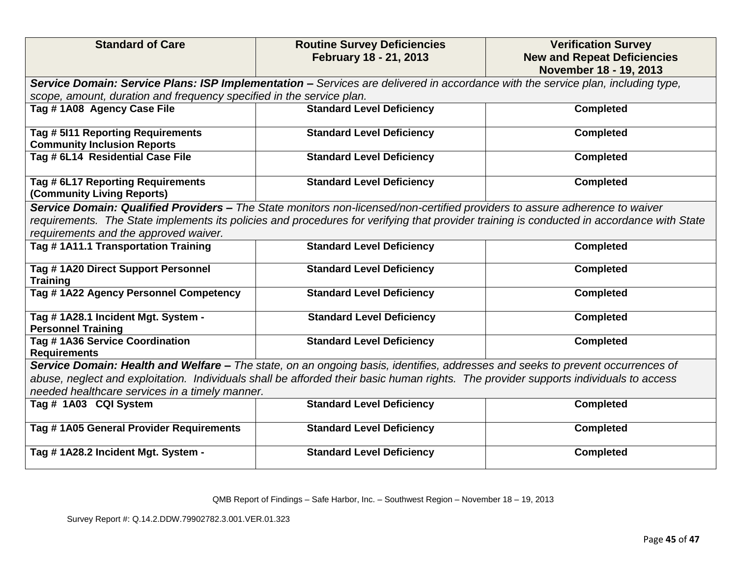| Standard of Care | Routine Survey Deficiencies February 18 - 21, 2013 | Verification Survey New and Repeat Deficiencies November 18 - 19, 2013 |
|---|---|---|
| ***Service Domain: Service Plans: ISP Implementation –*** *Services are delivered in accordance with the service plan, including type, scope, amount, duration and frequency specified in the service plan.* | | |
| **Tag # 1A08 Agency Case File** | **Standard Level Deficiency** | **Completed** |
| **Tag # 5I11 Reporting Requirements Community Inclusion Reports** | **Standard Level Deficiency** | **Completed** |
| **Tag # 6L14 Residential Case File** | **Standard Level Deficiency** | **Completed** |
| **Tag # 6L17 Reporting Requirements (Community Living Reports)** | **Standard Level Deficiency** | **Completed** |
| ***Service Domain: Qualified Providers –*** *The State monitors non-licensed/non-certified providers to assure adherence to waiver requirements. The State implements its policies and procedures for verifying that provider training is conducted in accordance with State requirements and the approved waiver.* | | |
| **Tag # 1A11.1 Transportation Training** | **Standard Level Deficiency** | **Completed** |
| **Tag # 1A20 Direct Support Personnel Training** | **Standard Level Deficiency** | **Completed** |
| **Tag # 1A22 Agency Personnel Competency** | **Standard Level Deficiency** | **Completed** |
| **Tag # 1A28.1 Incident Mgt. System - Personnel Training** | **Standard Level Deficiency** | **Completed** |
| **Tag # 1A36 Service Coordination Requirements** | **Standard Level Deficiency** | **Completed** |
| ***Service Domain: Health and Welfare –*** *The state, on an ongoing basis, identifies, addresses and seeks to prevent occurrences of abuse, neglect and exploitation. Individuals shall be afforded their basic human rights. The provider supports individuals to access needed healthcare services in a timely manner.* | | |
| **Tag # 1A03 CQI System** | **Standard Level Deficiency** | **Completed** |
| **Tag # 1A05 General Provider Requirements** | **Standard Level Deficiency** | **Completed** |
| **Tag # 1A28.2 Incident Mgt. System -** | **Standard Level Deficiency** | **Completed** |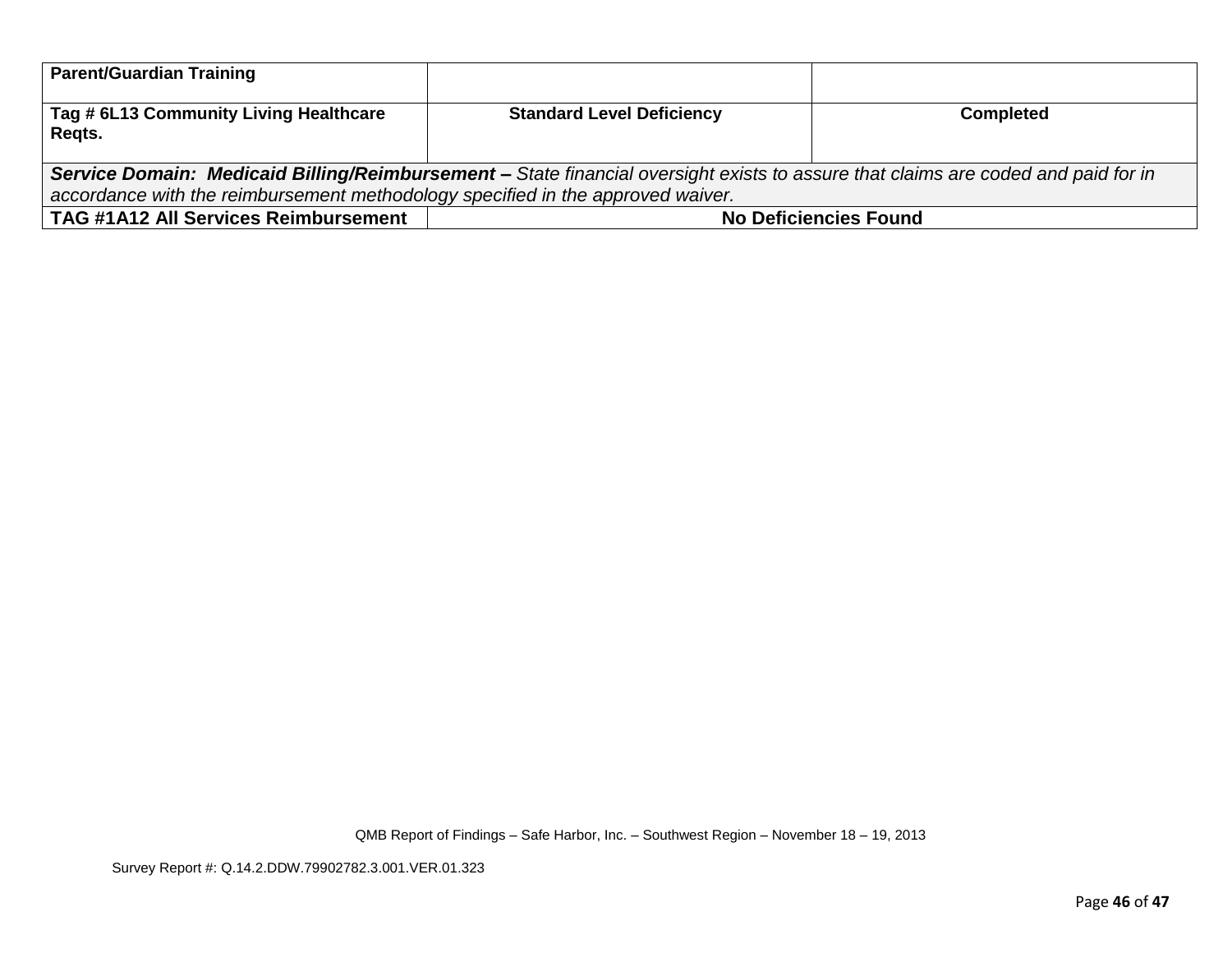| **Parent/Guardian Training** | | |
|---|---|---|
| **Tag # 6L13 Community Living Healthcare Reqts.** | **Standard Level Deficiency** | **Completed** |
| ***Service Domain: Medicaid Billing/Reimbursement –*** *State financial oversight exists to assure that claims are coded and paid for in accordance with the reimbursement methodology specified in the approved waiver.* | | |
| **TAG #1A12 All Services Reimbursement** | **No Deficiencies Found** | |

QMB Report of Findings – Safe Harbor, Inc. – Southwest Region – November 18 – 19, 2013

Survey Report #: Q.14.2.DDW.79902782.3.001.VER.01.323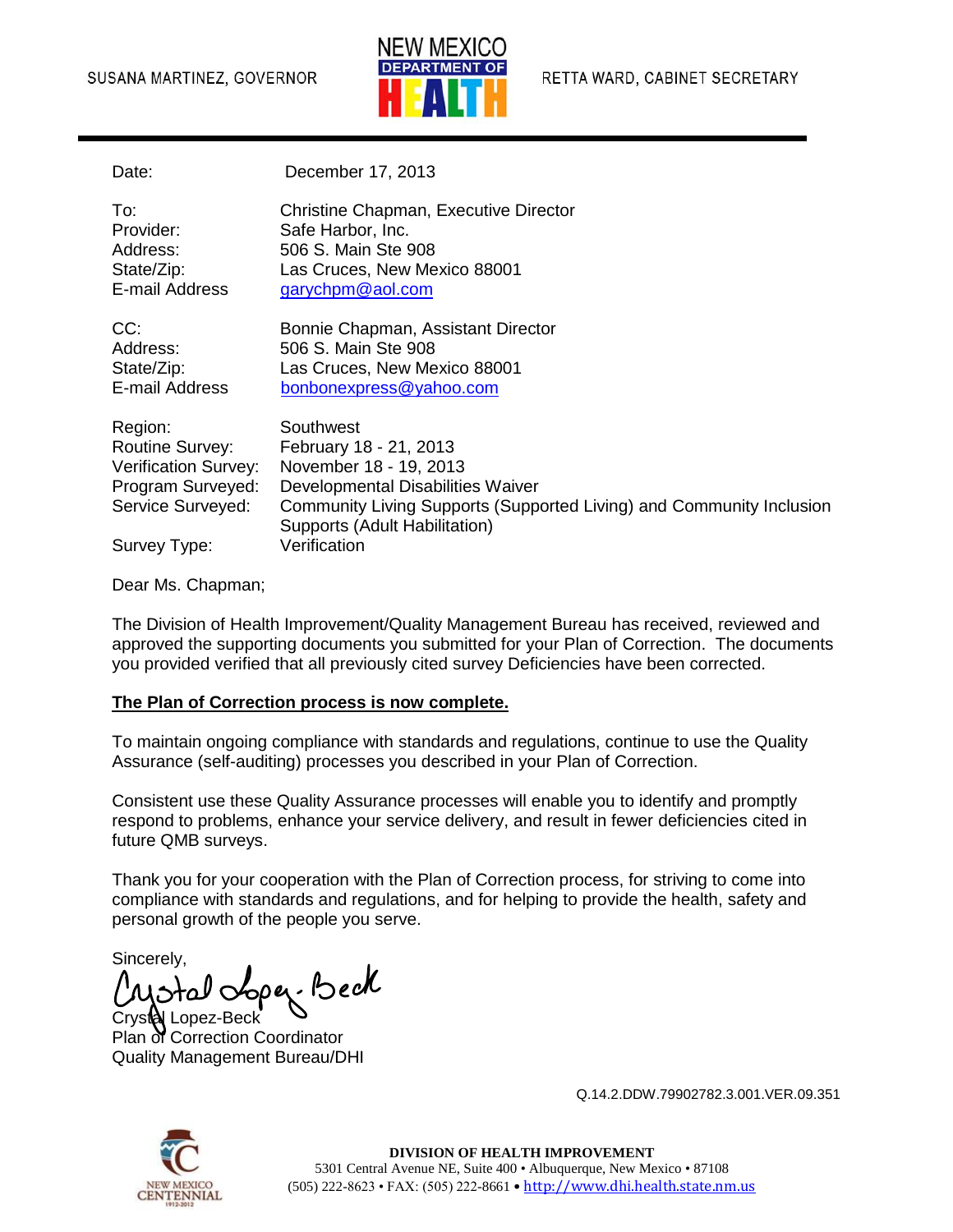SUSANA MARTINEZ, GOVERNOR

NEW MEXICO DEPARTMENT OF HEALTH

RETTA WARD, CABINET SECRETARY

| | |
|---|---|
| Date: | December 17, 2013 |
| To: | Christine Chapman, Executive Director |
| Provider: | Safe Harbor, Inc. |
| Address: | 506 S. Main Ste 908 |
| State/Zip: | Las Cruces, New Mexico 88001 |
| E-mail Address | garychpm@aol.com |
| CC: | Bonnie Chapman, Assistant Director |
| Address: | 506 S. Main Ste 908 |
| State/Zip: | Las Cruces, New Mexico 88001 |
| E-mail Address | bonbonexpress@yahoo.com |
| Region: | Southwest |
| Routine Survey: | February 18 - 21, 2013 |
| Verification Survey: | November 18 - 19, 2013 |
| Program Surveyed: | Developmental Disabilities Waiver |
| Service Surveyed: | Community Living Supports (Supported Living) and Community Inclusion Supports (Adult Habilitation) |
| Survey Type: | Verification |

Dear Ms. Chapman;

The Division of Health Improvement/Quality Management Bureau has received, reviewed and approved the supporting documents you submitted for your Plan of Correction. The documents you provided verified that all previously cited survey Deficiencies have been corrected.

**The Plan of Correction process is now complete.**

To maintain ongoing compliance with standards and regulations, continue to use the Quality Assurance (self-auditing) processes you described in your Plan of Correction.

Consistent use these Quality Assurance processes will enable you to identify and promptly respond to problems, enhance your service delivery, and result in fewer deficiencies cited in future QMB surveys.

Thank you for your cooperation with the Plan of Correction process, for striving to come into compliance with standards and regulations, and for helping to provide the health, safety and personal growth of the people you serve.

Sincerely,

Crystal Lopez-Beck
Plan of Correction Coordinator
Quality Management Bureau/DHI

Q.14.2.DDW.79902782.3.001.VER.09.351

**DIVISION OF HEALTH IMPROVEMENT**
5301 Central Avenue NE, Suite 400 • Albuquerque, New Mexico • 87108
(505) 222-8623 • FAX: (505) 222-8661 • http://www.dhi.health.state.nm.us